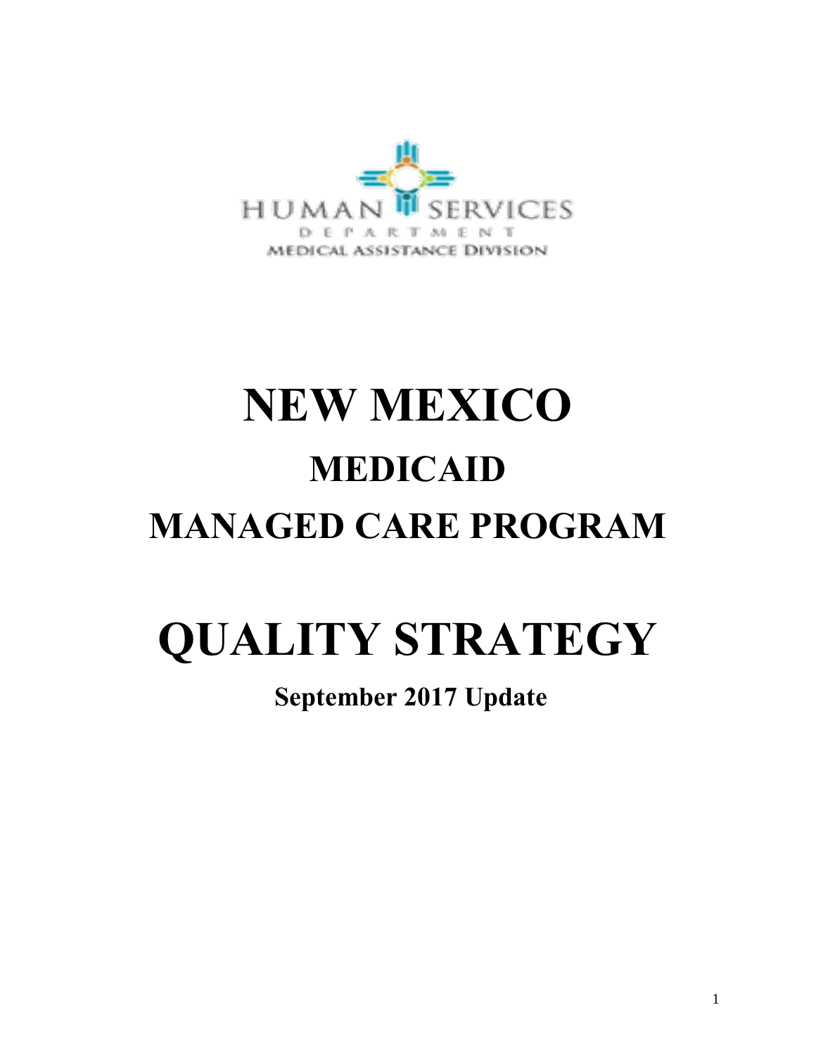HUMAN SERVICES
DEPARTMENT
MEDICAL ASSISTANCE DIVISION

# NEW MEXICO

## MEDICAID

## MANAGED CARE PROGRAM

# QUALITY STRATEGY

**September 2017 Update**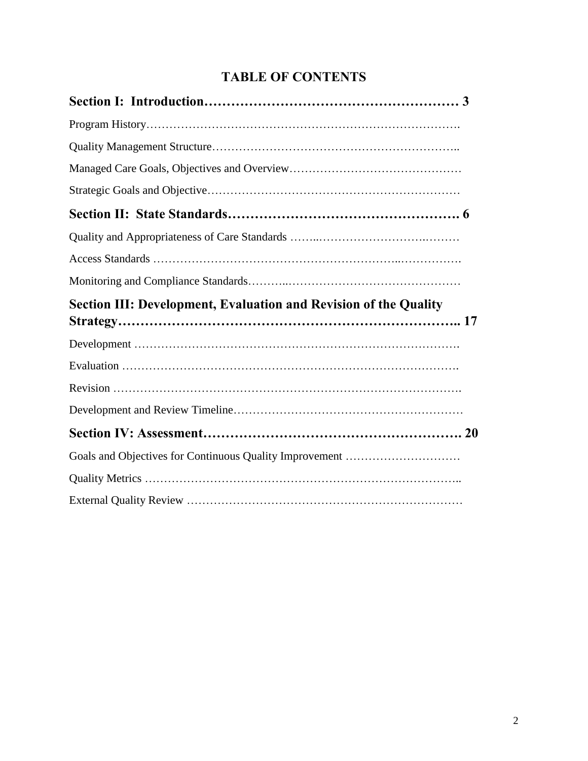# TABLE OF CONTENTS

**Section I: Introduction……………………………………………………… 3**

Program History……………………………………………………………………….

Quality Management Structure………………………………………………………..

Managed Care Goals, Objectives and Overview………………………………………

Strategic Goals and Objective…………………………………………………………

**Section II: State Standards……………………………………………. 6**

Quality and Appropriateness of Care Standards ……..……………………….………

Access Standards ……………………………………………………..…………….

Monitoring and Compliance Standards………..………………………………………

**Section III: Development, Evaluation and Revision of the Quality Strategy……………………………………………………………….. 17**

Development ………………………………………………………………………….

Evaluation …………………………………………………………………………….

Revision ……………………………………………………………………………….

Development and Review Timeline……………………………………………………

**Section IV: Assessment……………………………………………………. 20**

Goals and Objectives for Continuous Quality Improvement …………………………

Quality Metrics ……………………………………………………………………..

External Quality Review ……………………………………………………………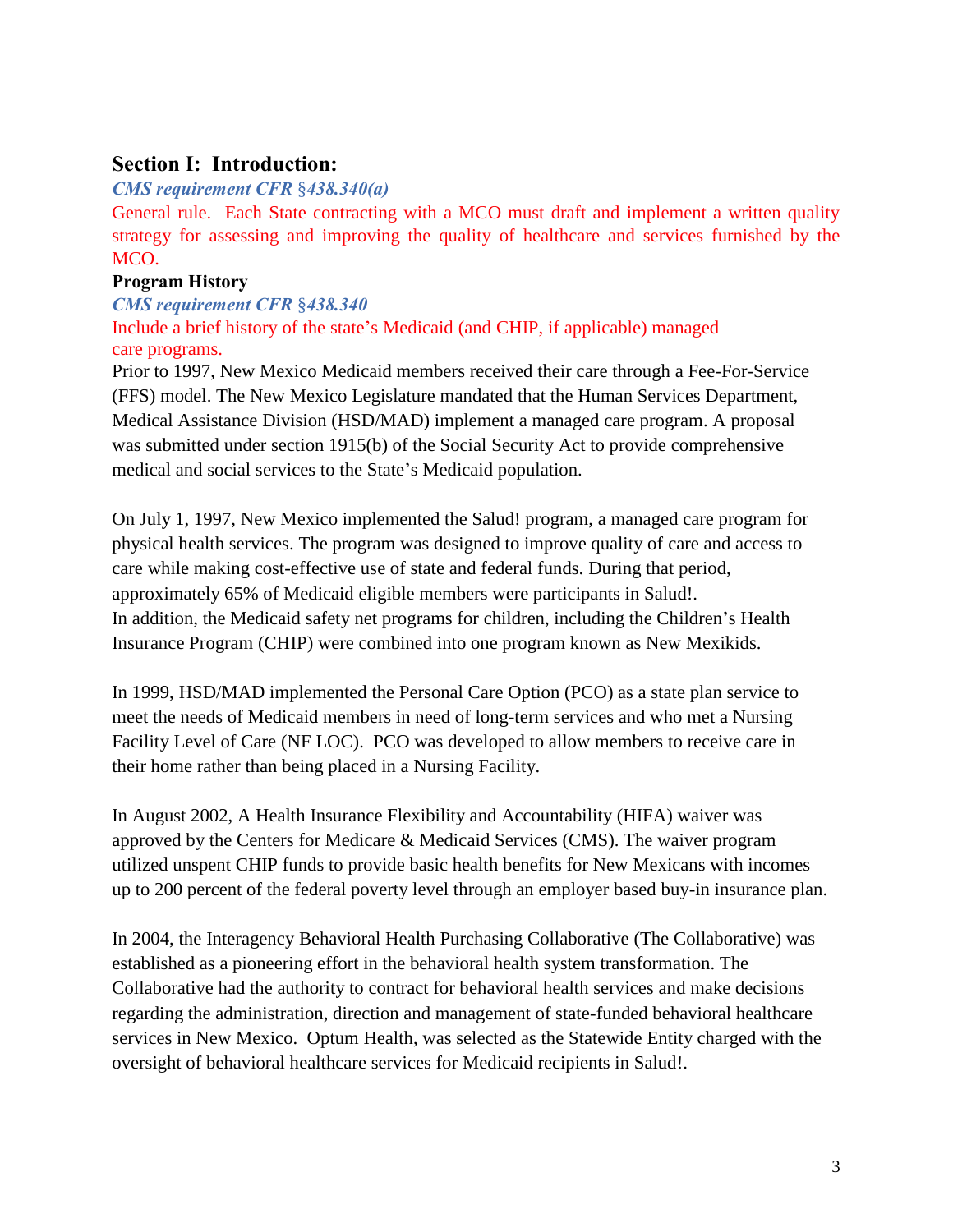## Section I: Introduction:

*CMS requirement CFR §438.340(a)*

General rule. Each State contracting with a MCO must draft and implement a written quality strategy for assessing and improving the quality of healthcare and services furnished by the MCO.

### Program History

*CMS requirement CFR §438.340*

Include a brief history of the state's Medicaid (and CHIP, if applicable) managed care programs.

Prior to 1997, New Mexico Medicaid members received their care through a Fee-For-Service (FFS) model. The New Mexico Legislature mandated that the Human Services Department, Medical Assistance Division (HSD/MAD) implement a managed care program. A proposal was submitted under section 1915(b) of the Social Security Act to provide comprehensive medical and social services to the State's Medicaid population.

On July 1, 1997, New Mexico implemented the Salud! program, a managed care program for physical health services. The program was designed to improve quality of care and access to care while making cost-effective use of state and federal funds. During that period, approximately 65% of Medicaid eligible members were participants in Salud!. In addition, the Medicaid safety net programs for children, including the Children's Health Insurance Program (CHIP) were combined into one program known as New Mexikids.

In 1999, HSD/MAD implemented the Personal Care Option (PCO) as a state plan service to meet the needs of Medicaid members in need of long-term services and who met a Nursing Facility Level of Care (NF LOC). PCO was developed to allow members to receive care in their home rather than being placed in a Nursing Facility.

In August 2002, A Health Insurance Flexibility and Accountability (HIFA) waiver was approved by the Centers for Medicare & Medicaid Services (CMS). The waiver program utilized unspent CHIP funds to provide basic health benefits for New Mexicans with incomes up to 200 percent of the federal poverty level through an employer based buy-in insurance plan.

In 2004, the Interagency Behavioral Health Purchasing Collaborative (The Collaborative) was established as a pioneering effort in the behavioral health system transformation. The Collaborative had the authority to contract for behavioral health services and make decisions regarding the administration, direction and management of state-funded behavioral healthcare services in New Mexico. Optum Health, was selected as the Statewide Entity charged with the oversight of behavioral healthcare services for Medicaid recipients in Salud!.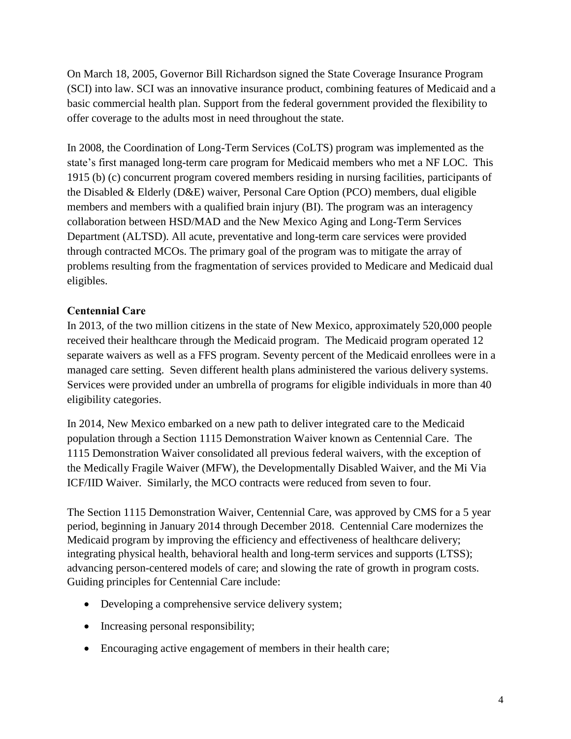On March 18, 2005, Governor Bill Richardson signed the State Coverage Insurance Program (SCI) into law. SCI was an innovative insurance product, combining features of Medicaid and a basic commercial health plan. Support from the federal government provided the flexibility to offer coverage to the adults most in need throughout the state.

In 2008, the Coordination of Long-Term Services (CoLTS) program was implemented as the state's first managed long-term care program for Medicaid members who met a NF LOC. This 1915 (b) (c) concurrent program covered members residing in nursing facilities, participants of the Disabled & Elderly (D&E) waiver, Personal Care Option (PCO) members, dual eligible members and members with a qualified brain injury (BI). The program was an interagency collaboration between HSD/MAD and the New Mexico Aging and Long-Term Services Department (ALTSD). All acute, preventative and long-term care services were provided through contracted MCOs. The primary goal of the program was to mitigate the array of problems resulting from the fragmentation of services provided to Medicare and Medicaid dual eligibles.

**Centennial Care**

In 2013, of the two million citizens in the state of New Mexico, approximately 520,000 people received their healthcare through the Medicaid program. The Medicaid program operated 12 separate waivers as well as a FFS program. Seventy percent of the Medicaid enrollees were in a managed care setting. Seven different health plans administered the various delivery systems. Services were provided under an umbrella of programs for eligible individuals in more than 40 eligibility categories.

In 2014, New Mexico embarked on a new path to deliver integrated care to the Medicaid population through a Section 1115 Demonstration Waiver known as Centennial Care. The 1115 Demonstration Waiver consolidated all previous federal waivers, with the exception of the Medically Fragile Waiver (MFW), the Developmentally Disabled Waiver, and the Mi Via ICF/IID Waiver. Similarly, the MCO contracts were reduced from seven to four.

The Section 1115 Demonstration Waiver, Centennial Care, was approved by CMS for a 5 year period, beginning in January 2014 through December 2018. Centennial Care modernizes the Medicaid program by improving the efficiency and effectiveness of healthcare delivery; integrating physical health, behavioral health and long-term services and supports (LTSS); advancing person-centered models of care; and slowing the rate of growth in program costs. Guiding principles for Centennial Care include:

- Developing a comprehensive service delivery system;
- Increasing personal responsibility;
- Encouraging active engagement of members in their health care;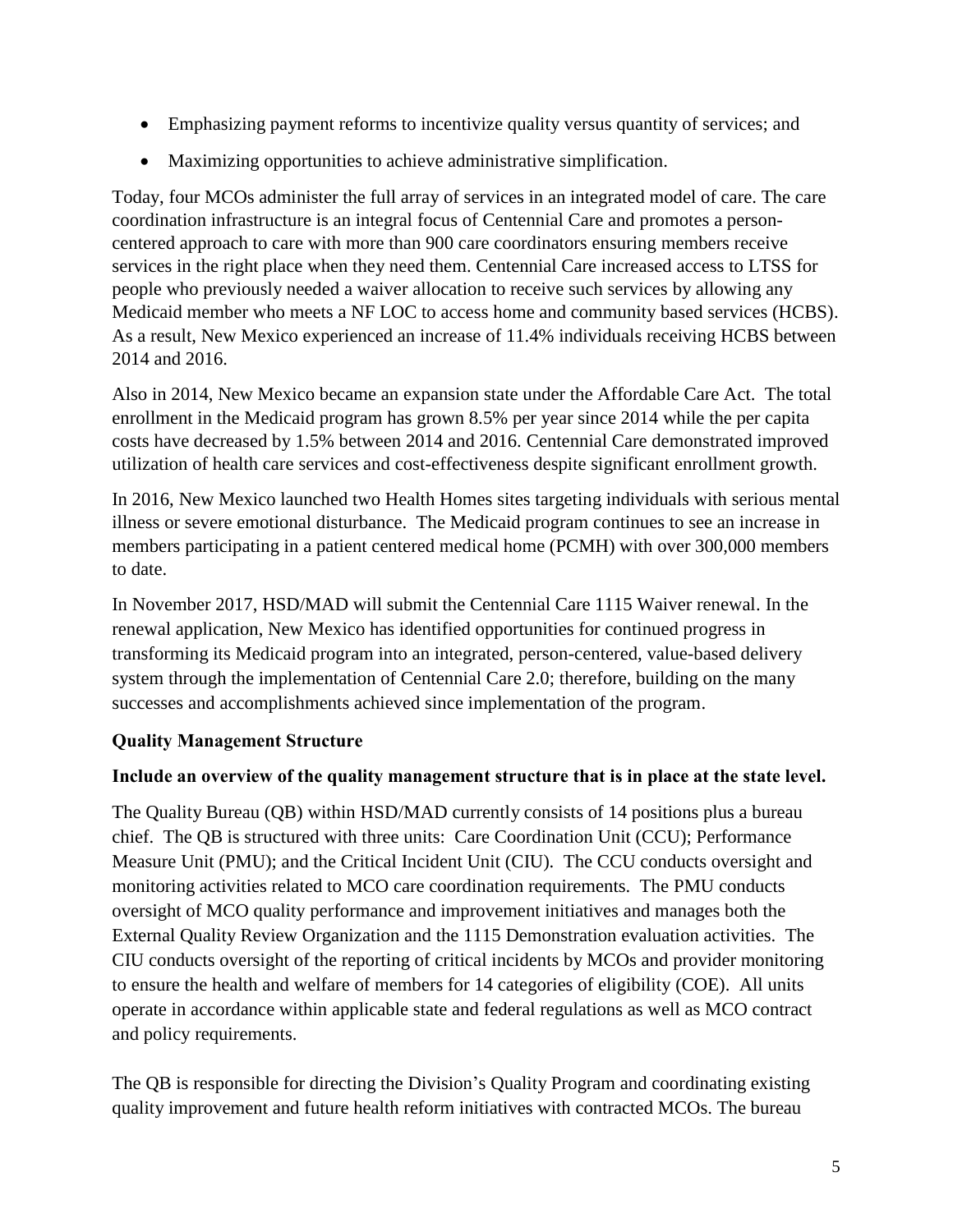- Emphasizing payment reforms to incentivize quality versus quantity of services; and
- Maximizing opportunities to achieve administrative simplification.

Today, four MCOs administer the full array of services in an integrated model of care. The care coordination infrastructure is an integral focus of Centennial Care and promotes a person-centered approach to care with more than 900 care coordinators ensuring members receive services in the right place when they need them. Centennial Care increased access to LTSS for people who previously needed a waiver allocation to receive such services by allowing any Medicaid member who meets a NF LOC to access home and community based services (HCBS). As a result, New Mexico experienced an increase of 11.4% individuals receiving HCBS between 2014 and 2016.

Also in 2014, New Mexico became an expansion state under the Affordable Care Act. The total enrollment in the Medicaid program has grown 8.5% per year since 2014 while the per capita costs have decreased by 1.5% between 2014 and 2016. Centennial Care demonstrated improved utilization of health care services and cost-effectiveness despite significant enrollment growth.

In 2016, New Mexico launched two Health Homes sites targeting individuals with serious mental illness or severe emotional disturbance. The Medicaid program continues to see an increase in members participating in a patient centered medical home (PCMH) with over 300,000 members to date.

In November 2017, HSD/MAD will submit the Centennial Care 1115 Waiver renewal. In the renewal application, New Mexico has identified opportunities for continued progress in transforming its Medicaid program into an integrated, person-centered, value-based delivery system through the implementation of Centennial Care 2.0; therefore, building on the many successes and accomplishments achieved since implementation of the program.

**Quality Management Structure**

**Include an overview of the quality management structure that is in place at the state level.**

The Quality Bureau (QB) within HSD/MAD currently consists of 14 positions plus a bureau chief. The QB is structured with three units: Care Coordination Unit (CCU); Performance Measure Unit (PMU); and the Critical Incident Unit (CIU). The CCU conducts oversight and monitoring activities related to MCO care coordination requirements. The PMU conducts oversight of MCO quality performance and improvement initiatives and manages both the External Quality Review Organization and the 1115 Demonstration evaluation activities. The CIU conducts oversight of the reporting of critical incidents by MCOs and provider monitoring to ensure the health and welfare of members for 14 categories of eligibility (COE). All units operate in accordance within applicable state and federal regulations as well as MCO contract and policy requirements.

The QB is responsible for directing the Division's Quality Program and coordinating existing quality improvement and future health reform initiatives with contracted MCOs. The bureau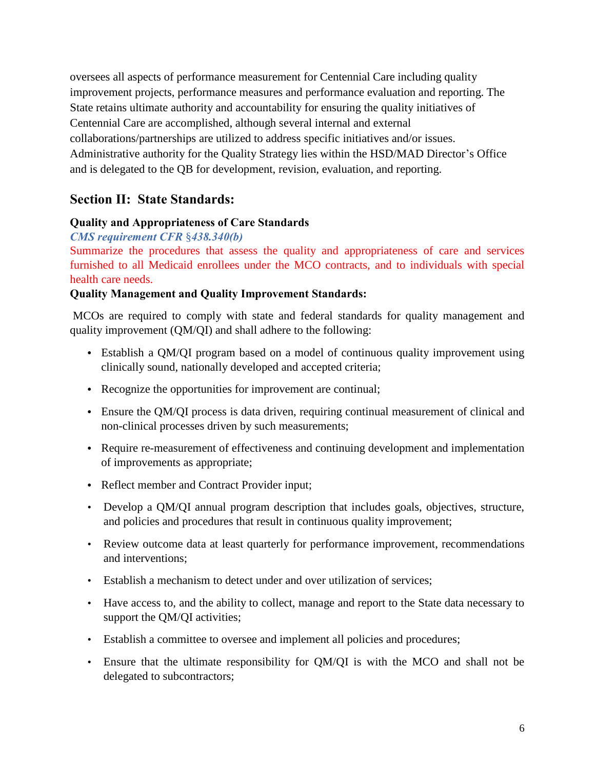oversees all aspects of performance measurement for Centennial Care including quality improvement projects, performance measures and performance evaluation and reporting. The State retains ultimate authority and accountability for ensuring the quality initiatives of Centennial Care are accomplished, although several internal and external collaborations/partnerships are utilized to address specific initiatives and/or issues. Administrative authority for the Quality Strategy lies within the HSD/MAD Director's Office and is delegated to the QB for development, revision, evaluation, and reporting.

## Section II: State Standards:

**Quality and Appropriateness of Care Standards**

***CMS requirement CFR §438.340(b)***

Summarize the procedures that assess the quality and appropriateness of care and services furnished to all Medicaid enrollees under the MCO contracts, and to individuals with special health care needs.

**Quality Management and Quality Improvement Standards:**

MCOs are required to comply with state and federal standards for quality management and quality improvement (QM/QI) and shall adhere to the following:

- Establish a QM/QI program based on a model of continuous quality improvement using clinically sound, nationally developed and accepted criteria;
- Recognize the opportunities for improvement are continual;
- Ensure the QM/QI process is data driven, requiring continual measurement of clinical and non-clinical processes driven by such measurements;
- Require re-measurement of effectiveness and continuing development and implementation of improvements as appropriate;
- Reflect member and Contract Provider input;
- Develop a QM/QI annual program description that includes goals, objectives, structure, and policies and procedures that result in continuous quality improvement;
- Review outcome data at least quarterly for performance improvement, recommendations and interventions;
- Establish a mechanism to detect under and over utilization of services;
- Have access to, and the ability to collect, manage and report to the State data necessary to support the QM/QI activities;
- Establish a committee to oversee and implement all policies and procedures;
- Ensure that the ultimate responsibility for QM/QI is with the MCO and shall not be delegated to subcontractors;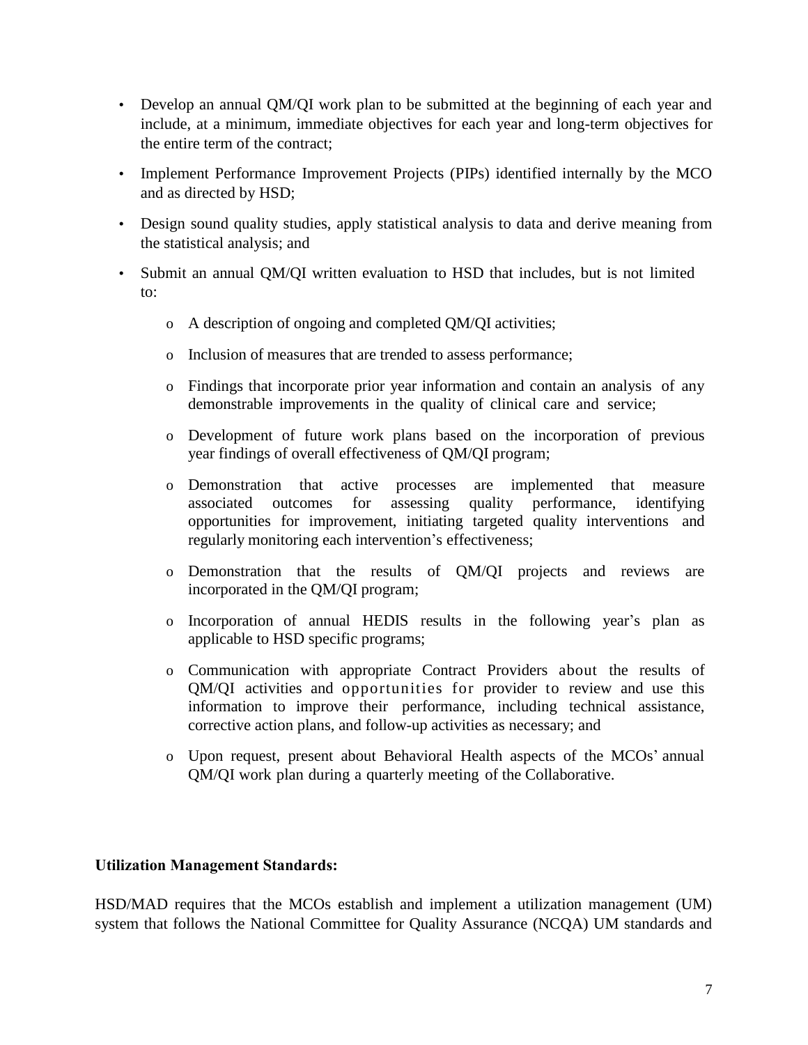- Develop an annual QM/QI work plan to be submitted at the beginning of each year and include, at a minimum, immediate objectives for each year and long-term objectives for the entire term of the contract;
- Implement Performance Improvement Projects (PIPs) identified internally by the MCO and as directed by HSD;
- Design sound quality studies, apply statistical analysis to data and derive meaning from the statistical analysis; and
- Submit an annual QM/QI written evaluation to HSD that includes, but is not limited to:
  - A description of ongoing and completed QM/QI activities;
  - Inclusion of measures that are trended to assess performance;
  - Findings that incorporate prior year information and contain an analysis of any demonstrable improvements in the quality of clinical care and service;
  - Development of future work plans based on the incorporation of previous year findings of overall effectiveness of QM/QI program;
  - Demonstration that active processes are implemented that measure associated outcomes for assessing quality performance, identifying opportunities for improvement, initiating targeted quality interventions and regularly monitoring each intervention's effectiveness;
  - Demonstration that the results of QM/QI projects and reviews are incorporated in the QM/QI program;
  - Incorporation of annual HEDIS results in the following year's plan as applicable to HSD specific programs;
  - Communication with appropriate Contract Providers about the results of QM/QI activities and opportunities for provider to review and use this information to improve their performance, including technical assistance, corrective action plans, and follow-up activities as necessary; and
  - Upon request, present about Behavioral Health aspects of the MCOs' annual QM/QI work plan during a quarterly meeting of the Collaborative.

**Utilization Management Standards:**

HSD/MAD requires that the MCOs establish and implement a utilization management (UM) system that follows the National Committee for Quality Assurance (NCQA) UM standards and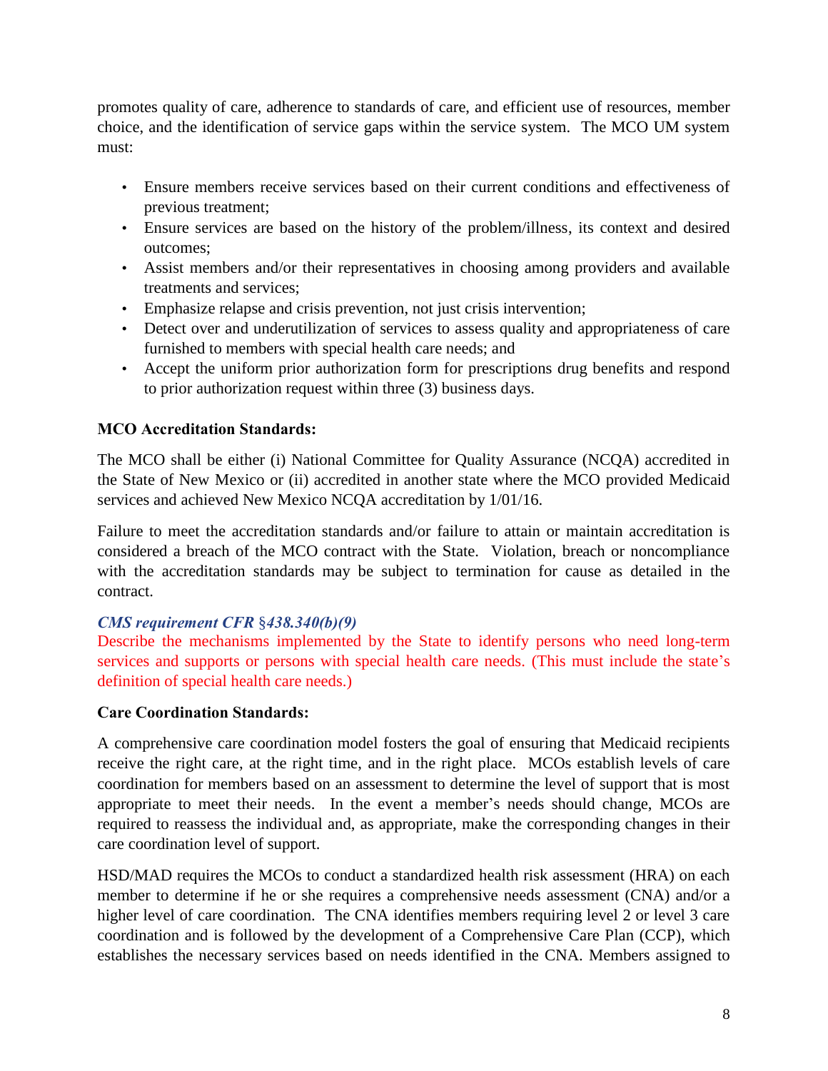promotes quality of care, adherence to standards of care, and efficient use of resources, member choice, and the identification of service gaps within the service system. The MCO UM system must:

- Ensure members receive services based on their current conditions and effectiveness of previous treatment;
- Ensure services are based on the history of the problem/illness, its context and desired outcomes;
- Assist members and/or their representatives in choosing among providers and available treatments and services;
- Emphasize relapse and crisis prevention, not just crisis intervention;
- Detect over and underutilization of services to assess quality and appropriateness of care furnished to members with special health care needs; and
- Accept the uniform prior authorization form for prescriptions drug benefits and respond to prior authorization request within three (3) business days.

**MCO Accreditation Standards:**

The MCO shall be either (i) National Committee for Quality Assurance (NCQA) accredited in the State of New Mexico or (ii) accredited in another state where the MCO provided Medicaid services and achieved New Mexico NCQA accreditation by 1/01/16.

Failure to meet the accreditation standards and/or failure to attain or maintain accreditation is considered a breach of the MCO contract with the State. Violation, breach or noncompliance with the accreditation standards may be subject to termination for cause as detailed in the contract.

***CMS requirement CFR §438.340(b)(9)***

Describe the mechanisms implemented by the State to identify persons who need long-term services and supports or persons with special health care needs. (This must include the state's definition of special health care needs.)

**Care Coordination Standards:**

A comprehensive care coordination model fosters the goal of ensuring that Medicaid recipients receive the right care, at the right time, and in the right place. MCOs establish levels of care coordination for members based on an assessment to determine the level of support that is most appropriate to meet their needs. In the event a member's needs should change, MCOs are required to reassess the individual and, as appropriate, make the corresponding changes in their care coordination level of support.

HSD/MAD requires the MCOs to conduct a standardized health risk assessment (HRA) on each member to determine if he or she requires a comprehensive needs assessment (CNA) and/or a higher level of care coordination. The CNA identifies members requiring level 2 or level 3 care coordination and is followed by the development of a Comprehensive Care Plan (CCP), which establishes the necessary services based on needs identified in the CNA. Members assigned to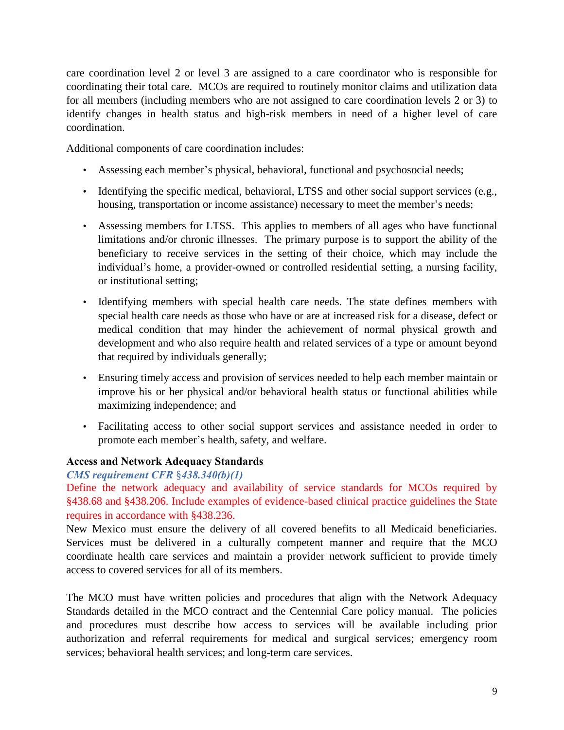care coordination level 2 or level 3 are assigned to a care coordinator who is responsible for coordinating their total care. MCOs are required to routinely monitor claims and utilization data for all members (including members who are not assigned to care coordination levels 2 or 3) to identify changes in health status and high-risk members in need of a higher level of care coordination.

Additional components of care coordination includes:

- Assessing each member's physical, behavioral, functional and psychosocial needs;
- Identifying the specific medical, behavioral, LTSS and other social support services (e.g., housing, transportation or income assistance) necessary to meet the member's needs;
- Assessing members for LTSS. This applies to members of all ages who have functional limitations and/or chronic illnesses. The primary purpose is to support the ability of the beneficiary to receive services in the setting of their choice, which may include the individual's home, a provider-owned or controlled residential setting, a nursing facility, or institutional setting;
- Identifying members with special health care needs. The state defines members with special health care needs as those who have or are at increased risk for a disease, defect or medical condition that may hinder the achievement of normal physical growth and development and who also require health and related services of a type or amount beyond that required by individuals generally;
- Ensuring timely access and provision of services needed to help each member maintain or improve his or her physical and/or behavioral health status or functional abilities while maximizing independence; and
- Facilitating access to other social support services and assistance needed in order to promote each member's health, safety, and welfare.

**Access and Network Adequacy Standards**

***CMS requirement CFR §438.340(b)(1)***

Define the network adequacy and availability of service standards for MCOs required by §438.68 and §438.206. Include examples of evidence-based clinical practice guidelines the State requires in accordance with §438.236.

New Mexico must ensure the delivery of all covered benefits to all Medicaid beneficiaries. Services must be delivered in a culturally competent manner and require that the MCO coordinate health care services and maintain a provider network sufficient to provide timely access to covered services for all of its members.

The MCO must have written policies and procedures that align with the Network Adequacy Standards detailed in the MCO contract and the Centennial Care policy manual. The policies and procedures must describe how access to services will be available including prior authorization and referral requirements for medical and surgical services; emergency room services; behavioral health services; and long-term care services.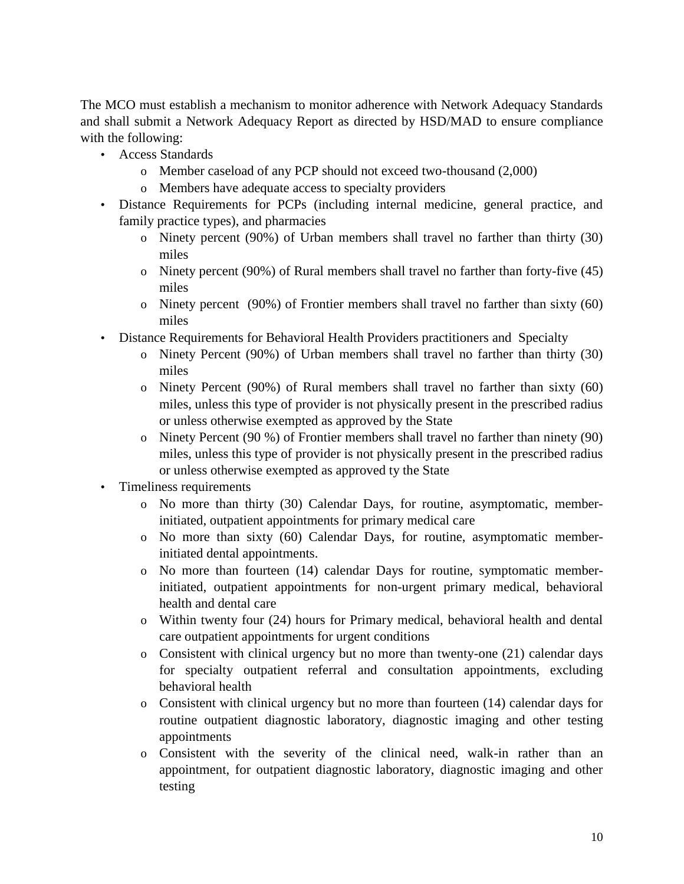The MCO must establish a mechanism to monitor adherence with Network Adequacy Standards and shall submit a Network Adequacy Report as directed by HSD/MAD to ensure compliance with the following:

- Access Standards
  - Member caseload of any PCP should not exceed two-thousand (2,000)
  - Members have adequate access to specialty providers
- Distance Requirements for PCPs (including internal medicine, general practice, and family practice types), and pharmacies
  - Ninety percent (90%) of Urban members shall travel no farther than thirty (30) miles
  - Ninety percent (90%) of Rural members shall travel no farther than forty-five (45) miles
  - Ninety percent (90%) of Frontier members shall travel no farther than sixty (60) miles
- Distance Requirements for Behavioral Health Providers practitioners and Specialty
  - Ninety Percent (90%) of Urban members shall travel no farther than thirty (30) miles
  - Ninety Percent (90%) of Rural members shall travel no farther than sixty (60) miles, unless this type of provider is not physically present in the prescribed radius or unless otherwise exempted as approved by the State
  - Ninety Percent (90 %) of Frontier members shall travel no farther than ninety (90) miles, unless this type of provider is not physically present in the prescribed radius or unless otherwise exempted as approved ty the State
- Timeliness requirements
  - No more than thirty (30) Calendar Days, for routine, asymptomatic, member-initiated, outpatient appointments for primary medical care
  - No more than sixty (60) Calendar Days, for routine, asymptomatic member-initiated dental appointments.
  - No more than fourteen (14) calendar Days for routine, symptomatic member-initiated, outpatient appointments for non-urgent primary medical, behavioral health and dental care
  - Within twenty four (24) hours for Primary medical, behavioral health and dental care outpatient appointments for urgent conditions
  - Consistent with clinical urgency but no more than twenty-one (21) calendar days for specialty outpatient referral and consultation appointments, excluding behavioral health
  - Consistent with clinical urgency but no more than fourteen (14) calendar days for routine outpatient diagnostic laboratory, diagnostic imaging and other testing appointments
  - Consistent with the severity of the clinical need, walk-in rather than an appointment, for outpatient diagnostic laboratory, diagnostic imaging and other testing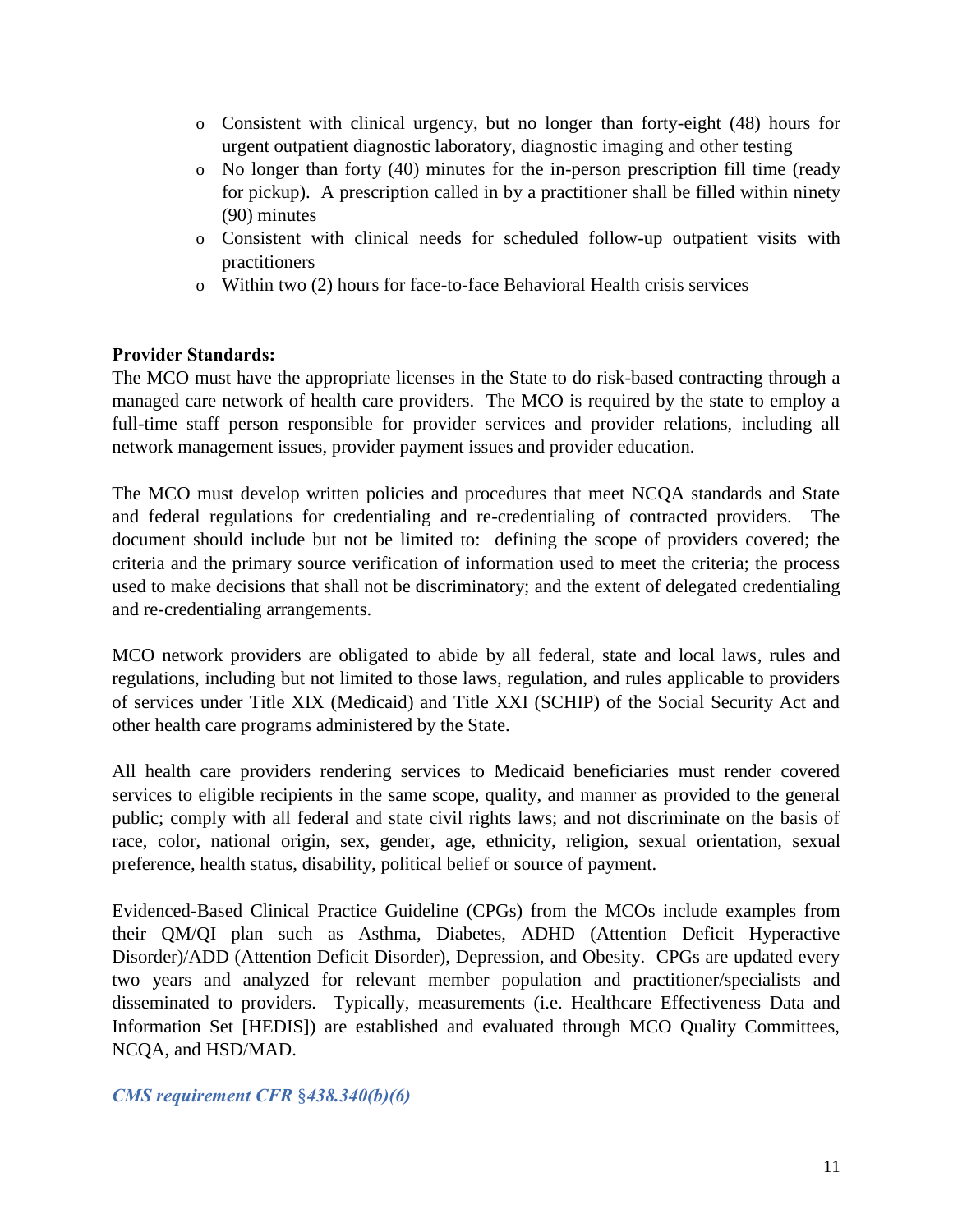- Consistent with clinical urgency, but no longer than forty-eight (48) hours for urgent outpatient diagnostic laboratory, diagnostic imaging and other testing
- No longer than forty (40) minutes for the in-person prescription fill time (ready for pickup). A prescription called in by a practitioner shall be filled within ninety (90) minutes
- Consistent with clinical needs for scheduled follow-up outpatient visits with practitioners
- Within two (2) hours for face-to-face Behavioral Health crisis services

**Provider Standards:**
The MCO must have the appropriate licenses in the State to do risk-based contracting through a managed care network of health care providers. The MCO is required by the state to employ a full-time staff person responsible for provider services and provider relations, including all network management issues, provider payment issues and provider education.

The MCO must develop written policies and procedures that meet NCQA standards and State and federal regulations for credentialing and re-credentialing of contracted providers. The document should include but not be limited to: defining the scope of providers covered; the criteria and the primary source verification of information used to meet the criteria; the process used to make decisions that shall not be discriminatory; and the extent of delegated credentialing and re-credentialing arrangements.

MCO network providers are obligated to abide by all federal, state and local laws, rules and regulations, including but not limited to those laws, regulation, and rules applicable to providers of services under Title XIX (Medicaid) and Title XXI (SCHIP) of the Social Security Act and other health care programs administered by the State.

All health care providers rendering services to Medicaid beneficiaries must render covered services to eligible recipients in the same scope, quality, and manner as provided to the general public; comply with all federal and state civil rights laws; and not discriminate on the basis of race, color, national origin, sex, gender, age, ethnicity, religion, sexual orientation, sexual preference, health status, disability, political belief or source of payment.

Evidenced-Based Clinical Practice Guideline (CPGs) from the MCOs include examples from their QM/QI plan such as Asthma, Diabetes, ADHD (Attention Deficit Hyperactive Disorder)/ADD (Attention Deficit Disorder), Depression, and Obesity. CPGs are updated every two years and analyzed for relevant member population and practitioner/specialists and disseminated to providers. Typically, measurements (i.e. Healthcare Effectiveness Data and Information Set [HEDIS]) are established and evaluated through MCO Quality Committees, NCQA, and HSD/MAD.

***CMS requirement CFR §438.340(b)(6)***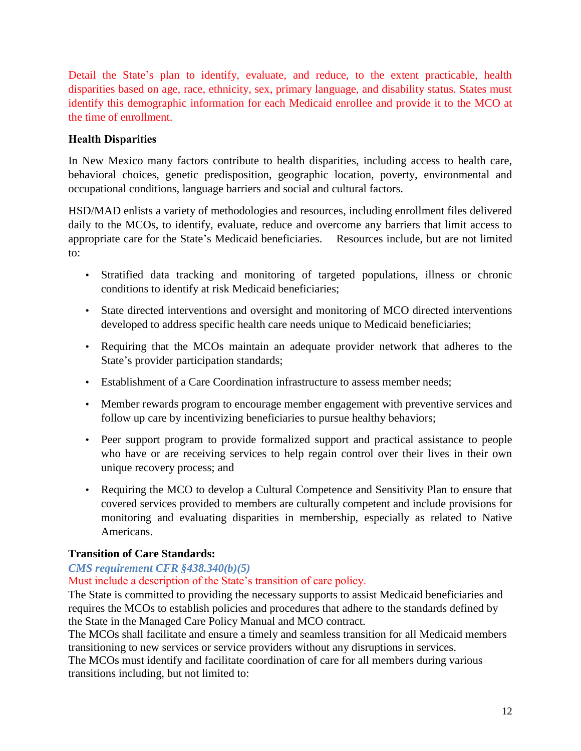Detail the State's plan to identify, evaluate, and reduce, to the extent practicable, health disparities based on age, race, ethnicity, sex, primary language, and disability status. States must identify this demographic information for each Medicaid enrollee and provide it to the MCO at the time of enrollment.

**Health Disparities**

In New Mexico many factors contribute to health disparities, including access to health care, behavioral choices, genetic predisposition, geographic location, poverty, environmental and occupational conditions, language barriers and social and cultural factors.

HSD/MAD enlists a variety of methodologies and resources, including enrollment files delivered daily to the MCOs, to identify, evaluate, reduce and overcome any barriers that limit access to appropriate care for the State's Medicaid beneficiaries. Resources include, but are not limited to:

- Stratified data tracking and monitoring of targeted populations, illness or chronic conditions to identify at risk Medicaid beneficiaries;
- State directed interventions and oversight and monitoring of MCO directed interventions developed to address specific health care needs unique to Medicaid beneficiaries;
- Requiring that the MCOs maintain an adequate provider network that adheres to the State's provider participation standards;
- Establishment of a Care Coordination infrastructure to assess member needs;
- Member rewards program to encourage member engagement with preventive services and follow up care by incentivizing beneficiaries to pursue healthy behaviors;
- Peer support program to provide formalized support and practical assistance to people who have or are receiving services to help regain control over their lives in their own unique recovery process; and
- Requiring the MCO to develop a Cultural Competence and Sensitivity Plan to ensure that covered services provided to members are culturally competent and include provisions for monitoring and evaluating disparities in membership, especially as related to Native Americans.

**Transition of Care Standards:**

***CMS requirement CFR §438.340(b)(5)***

Must include a description of the State's transition of care policy.

The State is committed to providing the necessary supports to assist Medicaid beneficiaries and requires the MCOs to establish policies and procedures that adhere to the standards defined by the State in the Managed Care Policy Manual and MCO contract.

The MCOs shall facilitate and ensure a timely and seamless transition for all Medicaid members transitioning to new services or service providers without any disruptions in services.

The MCOs must identify and facilitate coordination of care for all members during various transitions including, but not limited to: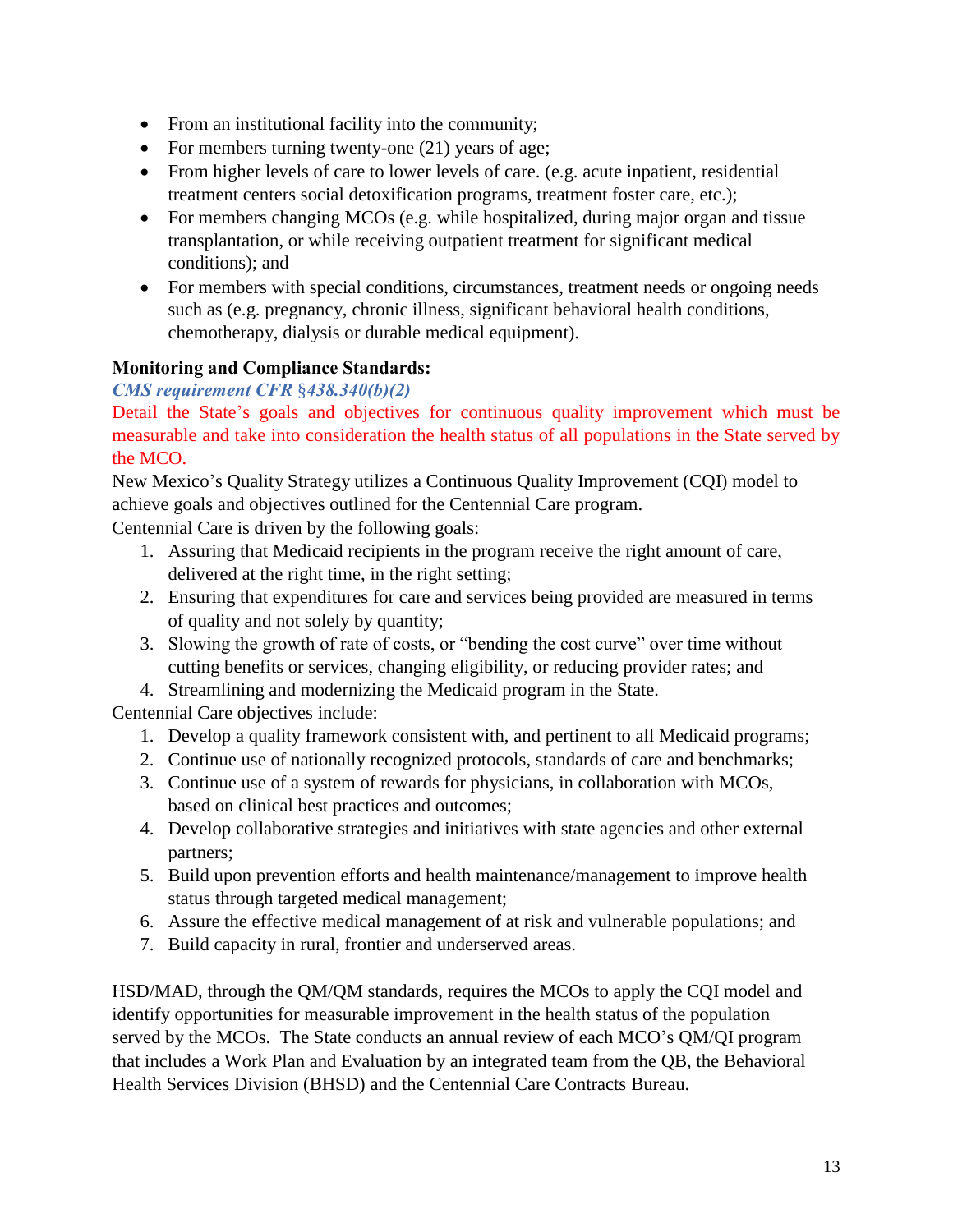- From an institutional facility into the community;
- For members turning twenty-one (21) years of age;
- From higher levels of care to lower levels of care. (e.g. acute inpatient, residential treatment centers social detoxification programs, treatment foster care, etc.);
- For members changing MCOs (e.g. while hospitalized, during major organ and tissue transplantation, or while receiving outpatient treatment for significant medical conditions); and
- For members with special conditions, circumstances, treatment needs or ongoing needs such as (e.g. pregnancy, chronic illness, significant behavioral health conditions, chemotherapy, dialysis or durable medical equipment).

**Monitoring and Compliance Standards:**

***CMS requirement CFR §438.340(b)(2)***

Detail the State's goals and objectives for continuous quality improvement which must be measurable and take into consideration the health status of all populations in the State served by the MCO.

New Mexico's Quality Strategy utilizes a Continuous Quality Improvement (CQI) model to achieve goals and objectives outlined for the Centennial Care program.

Centennial Care is driven by the following goals:

1. Assuring that Medicaid recipients in the program receive the right amount of care, delivered at the right time, in the right setting;
2. Ensuring that expenditures for care and services being provided are measured in terms of quality and not solely by quantity;
3. Slowing the growth of rate of costs, or "bending the cost curve" over time without cutting benefits or services, changing eligibility, or reducing provider rates; and
4. Streamlining and modernizing the Medicaid program in the State.

Centennial Care objectives include:

1. Develop a quality framework consistent with, and pertinent to all Medicaid programs;
2. Continue use of nationally recognized protocols, standards of care and benchmarks;
3. Continue use of a system of rewards for physicians, in collaboration with MCOs, based on clinical best practices and outcomes;
4. Develop collaborative strategies and initiatives with state agencies and other external partners;
5. Build upon prevention efforts and health maintenance/management to improve health status through targeted medical management;
6. Assure the effective medical management of at risk and vulnerable populations; and
7. Build capacity in rural, frontier and underserved areas.

HSD/MAD, through the QM/QM standards, requires the MCOs to apply the CQI model and identify opportunities for measurable improvement in the health status of the population served by the MCOs. The State conducts an annual review of each MCO's QM/QI program that includes a Work Plan and Evaluation by an integrated team from the QB, the Behavioral Health Services Division (BHSD) and the Centennial Care Contracts Bureau.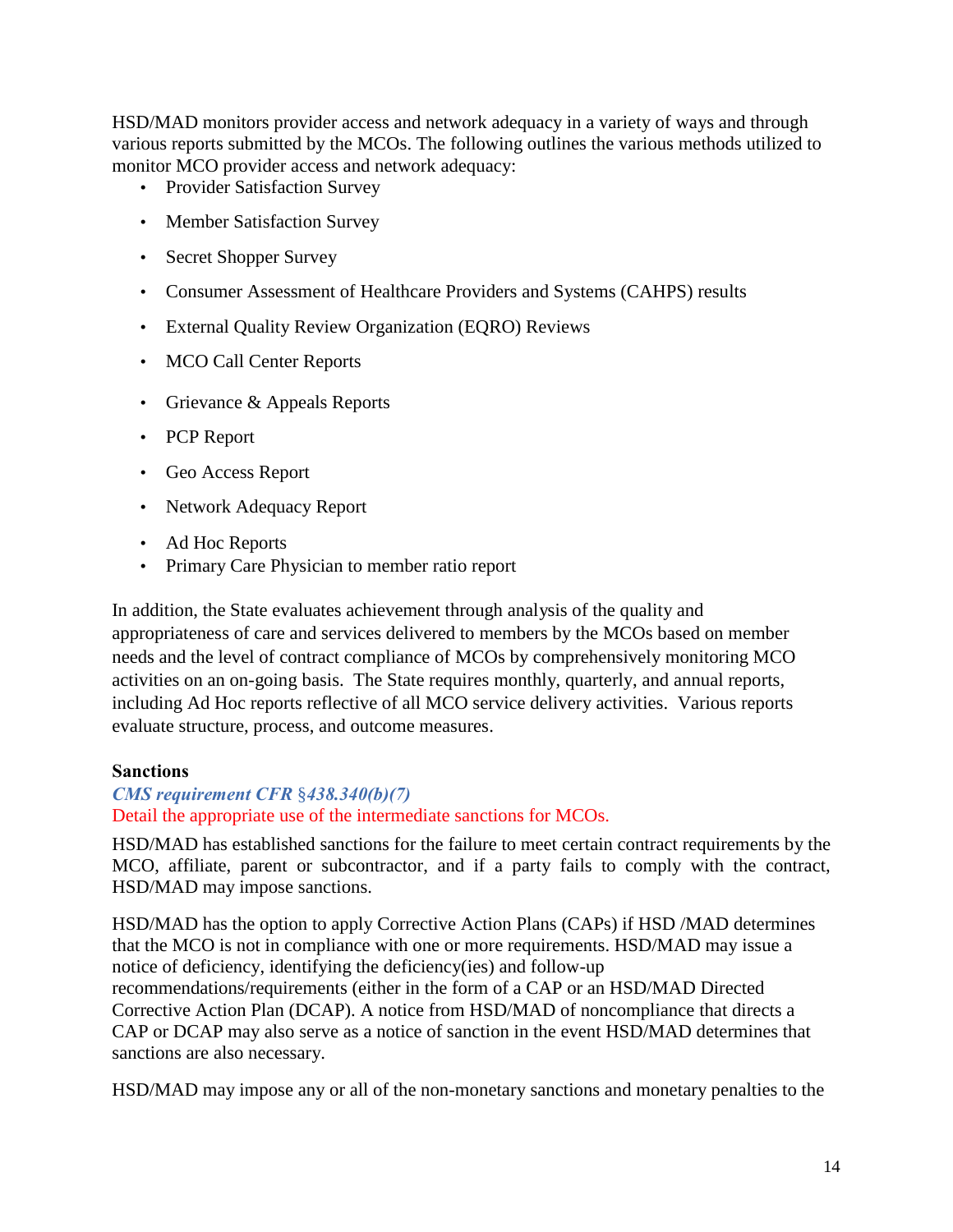HSD/MAD monitors provider access and network adequacy in a variety of ways and through various reports submitted by the MCOs. The following outlines the various methods utilized to monitor MCO provider access and network adequacy:

- Provider Satisfaction Survey
- Member Satisfaction Survey
- Secret Shopper Survey
- Consumer Assessment of Healthcare Providers and Systems (CAHPS) results
- External Quality Review Organization (EQRO) Reviews
- MCO Call Center Reports
- Grievance & Appeals Reports
- PCP Report
- Geo Access Report
- Network Adequacy Report
- Ad Hoc Reports
- Primary Care Physician to member ratio report

In addition, the State evaluates achievement through analysis of the quality and appropriateness of care and services delivered to members by the MCOs based on member needs and the level of contract compliance of MCOs by comprehensively monitoring MCO activities on an on-going basis. The State requires monthly, quarterly, and annual reports, including Ad Hoc reports reflective of all MCO service delivery activities. Various reports evaluate structure, process, and outcome measures.

**Sanctions**

***CMS requirement CFR §438.340(b)(7)***

Detail the appropriate use of the intermediate sanctions for MCOs.

HSD/MAD has established sanctions for the failure to meet certain contract requirements by the MCO, affiliate, parent or subcontractor, and if a party fails to comply with the contract, HSD/MAD may impose sanctions.

HSD/MAD has the option to apply Corrective Action Plans (CAPs) if HSD /MAD determines that the MCO is not in compliance with one or more requirements. HSD/MAD may issue a notice of deficiency, identifying the deficiency(ies) and follow-up recommendations/requirements (either in the form of a CAP or an HSD/MAD Directed Corrective Action Plan (DCAP). A notice from HSD/MAD of noncompliance that directs a CAP or DCAP may also serve as a notice of sanction in the event HSD/MAD determines that sanctions are also necessary.

HSD/MAD may impose any or all of the non-monetary sanctions and monetary penalties to the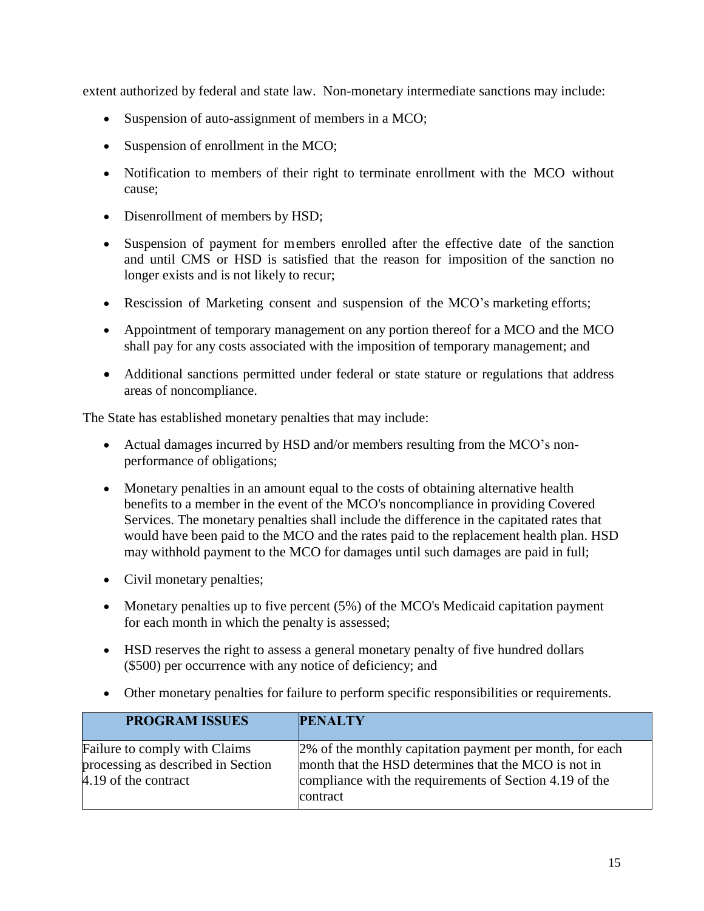extent authorized by federal and state law. Non-monetary intermediate sanctions may include:

- Suspension of auto-assignment of members in a MCO;
- Suspension of enrollment in the MCO;
- Notification to members of their right to terminate enrollment with the MCO without cause;
- Disenrollment of members by HSD;
- Suspension of payment for members enrolled after the effective date of the sanction and until CMS or HSD is satisfied that the reason for imposition of the sanction no longer exists and is not likely to recur;
- Rescission of Marketing consent and suspension of the MCO's marketing efforts;
- Appointment of temporary management on any portion thereof for a MCO and the MCO shall pay for any costs associated with the imposition of temporary management; and
- Additional sanctions permitted under federal or state stature or regulations that address areas of noncompliance.

The State has established monetary penalties that may include:

- Actual damages incurred by HSD and/or members resulting from the MCO's non-performance of obligations;
- Monetary penalties in an amount equal to the costs of obtaining alternative health benefits to a member in the event of the MCO's noncompliance in providing Covered Services. The monetary penalties shall include the difference in the capitated rates that would have been paid to the MCO and the rates paid to the replacement health plan. HSD may withhold payment to the MCO for damages until such damages are paid in full;
- Civil monetary penalties;
- Monetary penalties up to five percent (5%) of the MCO's Medicaid capitation payment for each month in which the penalty is assessed;
- HSD reserves the right to assess a general monetary penalty of five hundred dollars ($500) per occurrence with any notice of deficiency; and
- Other monetary penalties for failure to perform specific responsibilities or requirements.

| PROGRAM ISSUES | PENALTY |
|---|---|
| Failure to comply with Claims processing as described in Section 4.19 of the contract | 2% of the monthly capitation payment per month, for each month that the HSD determines that the MCO is not in compliance with the requirements of Section 4.19 of the contract |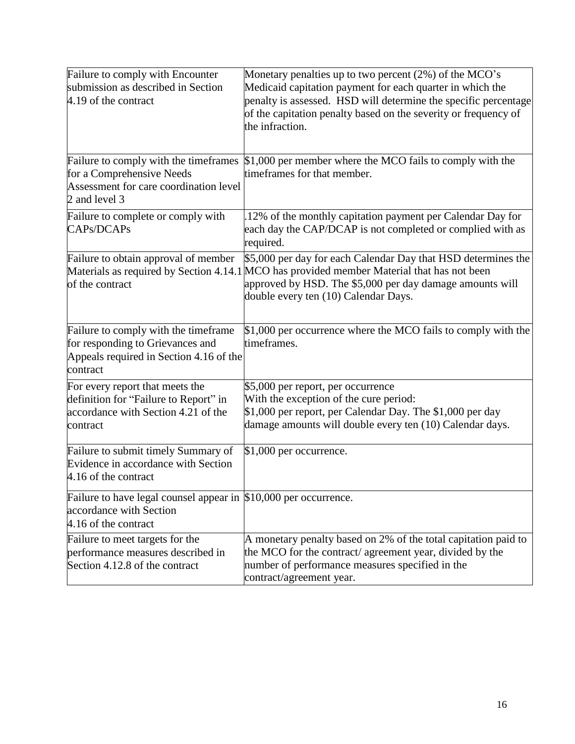| | |
|---|---|
| Failure to comply with Encounter submission as described in Section 4.19 of the contract | Monetary penalties up to two percent (2%) of the MCO's Medicaid capitation payment for each quarter in which the penalty is assessed. HSD will determine the specific percentage of the capitation penalty based on the severity or frequency of the infraction. |
| Failure to comply with the timeframes for a Comprehensive Needs Assessment for care coordination level 2 and level 3 | $1,000 per member where the MCO fails to comply with the timeframes for that member. |
| Failure to complete or comply with CAPs/DCAPs | .12% of the monthly capitation payment per Calendar Day for each day the CAP/DCAP is not completed or complied with as required. |
| Failure to obtain approval of member Materials as required by Section 4.14.1 of the contract | $5,000 per day for each Calendar Day that HSD determines the MCO has provided member Material that has not been approved by HSD. The $5,000 per day damage amounts will double every ten (10) Calendar Days. |
| Failure to comply with the timeframe for responding to Grievances and Appeals required in Section 4.16 of the contract | $1,000 per occurrence where the MCO fails to comply with the timeframes. |
| For every report that meets the definition for "Failure to Report" in accordance with Section 4.21 of the contract | $5,000 per report, per occurrence<br>With the exception of the cure period:<br>$1,000 per report, per Calendar Day. The $1,000 per day damage amounts will double every ten (10) Calendar days. |
| Failure to submit timely Summary of Evidence in accordance with Section 4.16 of the contract | $1,000 per occurrence. |
| Failure to have legal counsel appear in accordance with Section 4.16 of the contract | $10,000 per occurrence. |
| Failure to meet targets for the performance measures described in Section 4.12.8 of the contract | A monetary penalty based on 2% of the total capitation paid to the MCO for the contract/ agreement year, divided by the number of performance measures specified in the contract/agreement year. |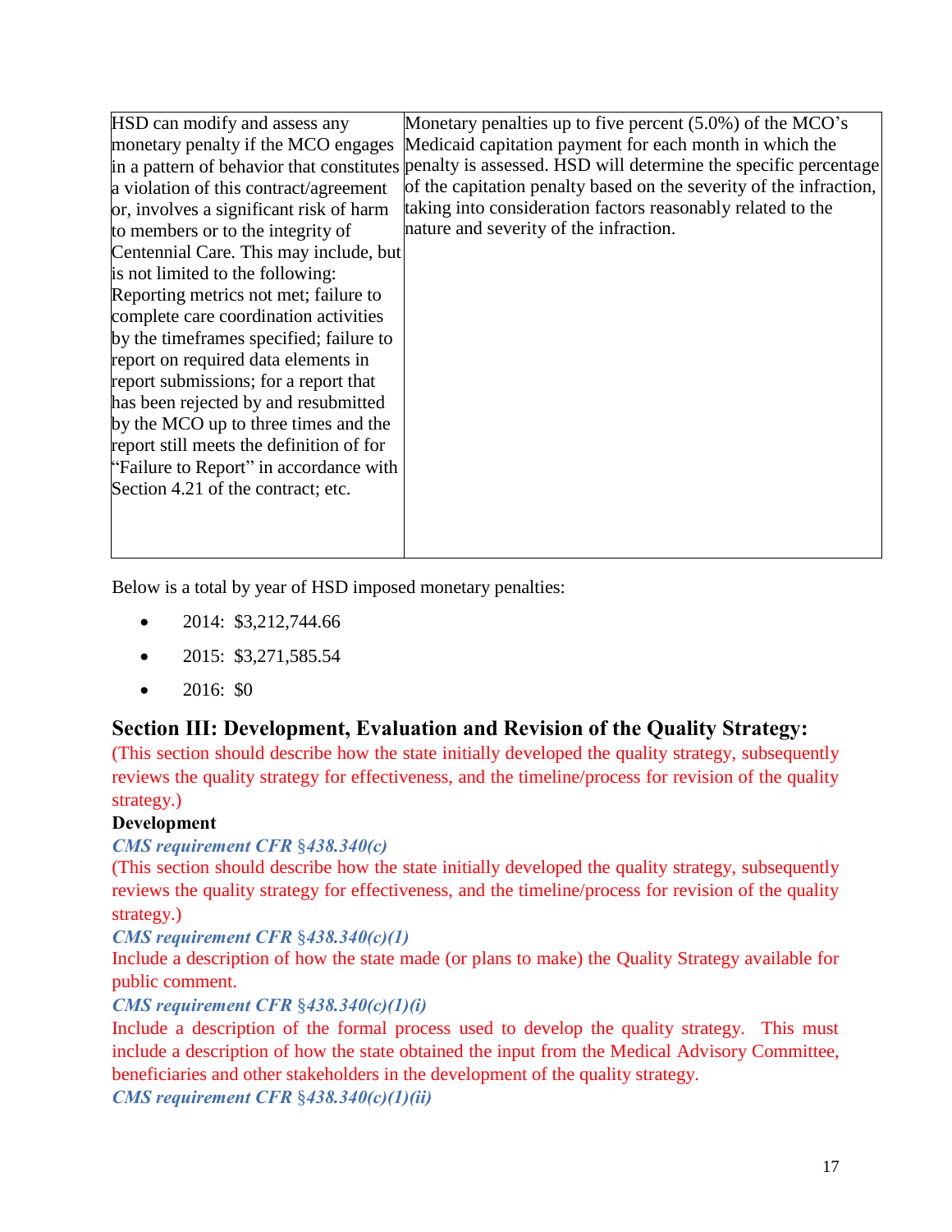| HSD can modify and assess any monetary penalty if the MCO engages in a pattern of behavior that constitutes a violation of this contract/agreement or, involves a significant risk of harm to members or to the integrity of Centennial Care. This may include, but is not limited to the following: Reporting metrics not met; failure to complete care coordination activities by the timeframes specified; failure to report on required data elements in report submissions; for a report that has been rejected by and resubmitted by the MCO up to three times and the report still meets the definition of for "Failure to Report" in accordance with Section 4.21 of the contract; etc. | Monetary penalties up to five percent (5.0%) of the MCO's Medicaid capitation payment for each month in which the penalty is assessed. HSD will determine the specific percentage of the capitation penalty based on the severity of the infraction, taking into consideration factors reasonably related to the nature and severity of the infraction. |
|---|---|

Below is a total by year of HSD imposed monetary penalties:

- 2014: $3,212,744.66
- 2015: $3,271,585.54
- 2016: $0

## Section III: Development, Evaluation and Revision of the Quality Strategy:

(This section should describe how the state initially developed the quality strategy, subsequently reviews the quality strategy for effectiveness, and the timeline/process for revision of the quality strategy.)

**Development**

***CMS requirement CFR §438.340(c)***

(This section should describe how the state initially developed the quality strategy, subsequently reviews the quality strategy for effectiveness, and the timeline/process for revision of the quality strategy.)

***CMS requirement CFR §438.340(c)(1)***

Include a description of how the state made (or plans to make) the Quality Strategy available for public comment.

***CMS requirement CFR §438.340(c)(1)(i)***

Include a description of the formal process used to develop the quality strategy. This must include a description of how the state obtained the input from the Medical Advisory Committee, beneficiaries and other stakeholders in the development of the quality strategy.

***CMS requirement CFR §438.340(c)(1)(ii)***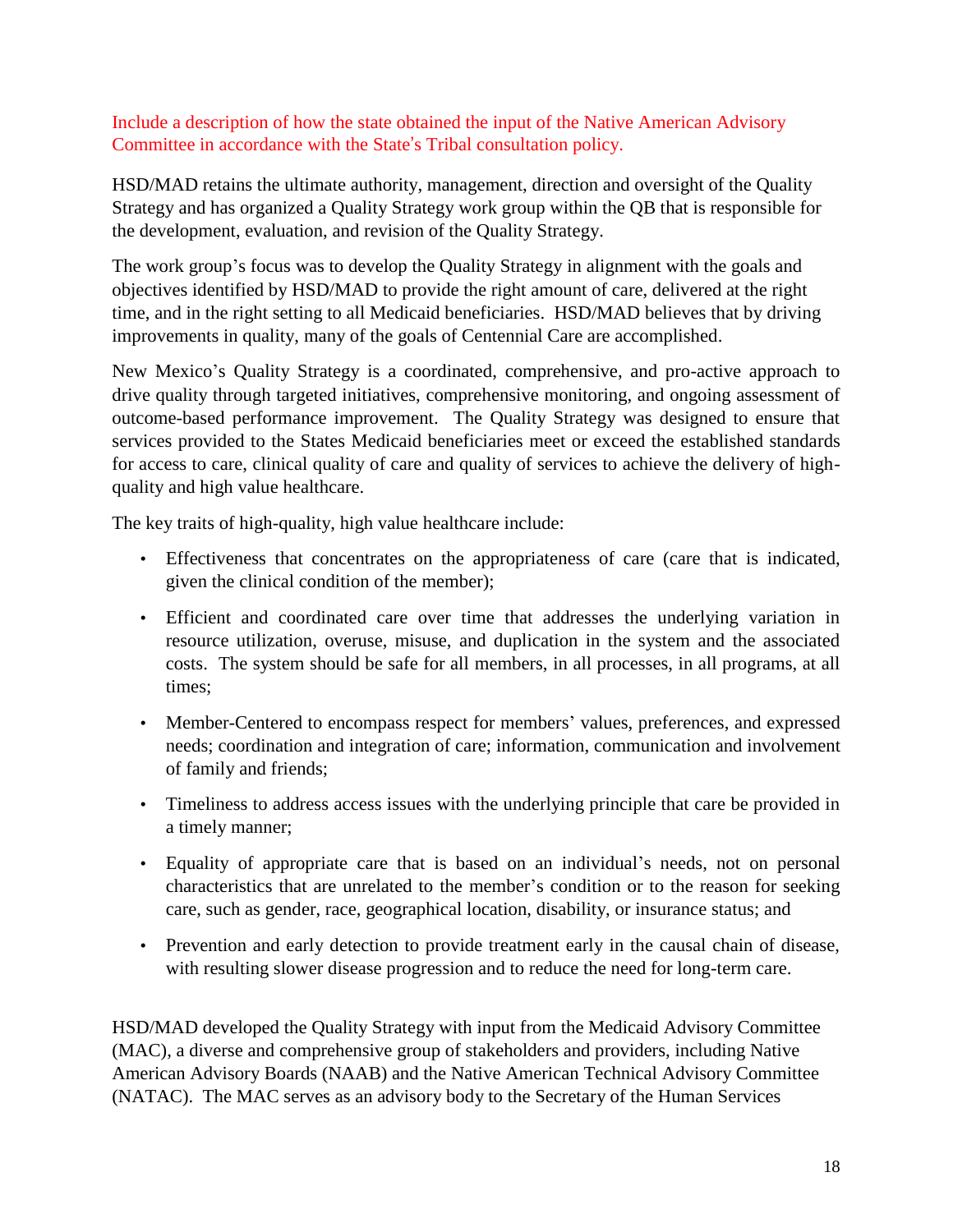Include a description of how the state obtained the input of the Native American Advisory Committee in accordance with the State's Tribal consultation policy.

HSD/MAD retains the ultimate authority, management, direction and oversight of the Quality Strategy and has organized a Quality Strategy work group within the QB that is responsible for the development, evaluation, and revision of the Quality Strategy.

The work group's focus was to develop the Quality Strategy in alignment with the goals and objectives identified by HSD/MAD to provide the right amount of care, delivered at the right time, and in the right setting to all Medicaid beneficiaries. HSD/MAD believes that by driving improvements in quality, many of the goals of Centennial Care are accomplished.

New Mexico's Quality Strategy is a coordinated, comprehensive, and pro-active approach to drive quality through targeted initiatives, comprehensive monitoring, and ongoing assessment of outcome-based performance improvement. The Quality Strategy was designed to ensure that services provided to the States Medicaid beneficiaries meet or exceed the established standards for access to care, clinical quality of care and quality of services to achieve the delivery of high-quality and high value healthcare.

The key traits of high-quality, high value healthcare include:

- Effectiveness that concentrates on the appropriateness of care (care that is indicated, given the clinical condition of the member);
- Efficient and coordinated care over time that addresses the underlying variation in resource utilization, overuse, misuse, and duplication in the system and the associated costs. The system should be safe for all members, in all processes, in all programs, at all times;
- Member-Centered to encompass respect for members' values, preferences, and expressed needs; coordination and integration of care; information, communication and involvement of family and friends;
- Timeliness to address access issues with the underlying principle that care be provided in a timely manner;
- Equality of appropriate care that is based on an individual's needs, not on personal characteristics that are unrelated to the member's condition or to the reason for seeking care, such as gender, race, geographical location, disability, or insurance status; and
- Prevention and early detection to provide treatment early in the causal chain of disease, with resulting slower disease progression and to reduce the need for long-term care.

HSD/MAD developed the Quality Strategy with input from the Medicaid Advisory Committee (MAC), a diverse and comprehensive group of stakeholders and providers, including Native American Advisory Boards (NAAB) and the Native American Technical Advisory Committee (NATAC). The MAC serves as an advisory body to the Secretary of the Human Services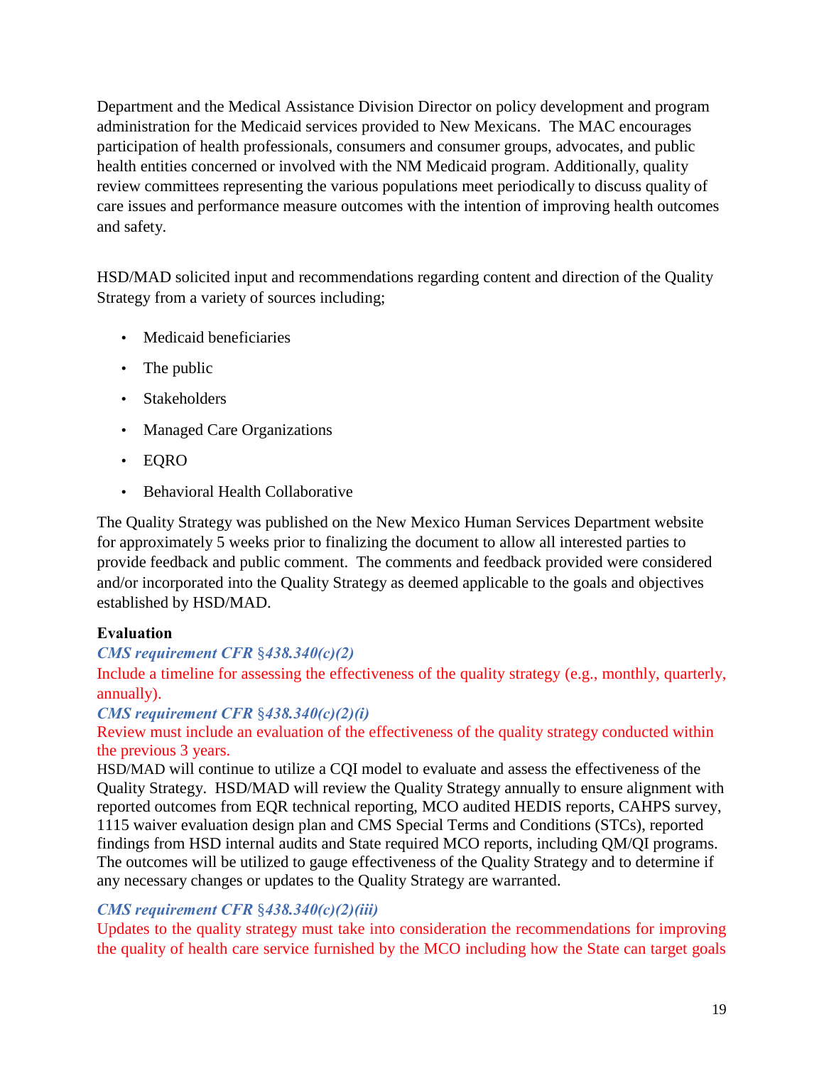Department and the Medical Assistance Division Director on policy development and program administration for the Medicaid services provided to New Mexicans. The MAC encourages participation of health professionals, consumers and consumer groups, advocates, and public health entities concerned or involved with the NM Medicaid program. Additionally, quality review committees representing the various populations meet periodically to discuss quality of care issues and performance measure outcomes with the intention of improving health outcomes and safety.

HSD/MAD solicited input and recommendations regarding content and direction of the Quality Strategy from a variety of sources including;

- Medicaid beneficiaries
- The public
- Stakeholders
- Managed Care Organizations
- EQRO
- Behavioral Health Collaborative

The Quality Strategy was published on the New Mexico Human Services Department website for approximately 5 weeks prior to finalizing the document to allow all interested parties to provide feedback and public comment. The comments and feedback provided were considered and/or incorporated into the Quality Strategy as deemed applicable to the goals and objectives established by HSD/MAD.

**Evaluation**

***CMS requirement CFR §438.340(c)(2)***

Include a timeline for assessing the effectiveness of the quality strategy (e.g., monthly, quarterly, annually).

***CMS requirement CFR §438.340(c)(2)(i)***

Review must include an evaluation of the effectiveness of the quality strategy conducted within the previous 3 years.

HSD/MAD will continue to utilize a CQI model to evaluate and assess the effectiveness of the Quality Strategy. HSD/MAD will review the Quality Strategy annually to ensure alignment with reported outcomes from EQR technical reporting, MCO audited HEDIS reports, CAHPS survey, 1115 waiver evaluation design plan and CMS Special Terms and Conditions (STCs), reported findings from HSD internal audits and State required MCO reports, including QM/QI programs. The outcomes will be utilized to gauge effectiveness of the Quality Strategy and to determine if any necessary changes or updates to the Quality Strategy are warranted.

***CMS requirement CFR §438.340(c)(2)(iii)***

Updates to the quality strategy must take into consideration the recommendations for improving the quality of health care service furnished by the MCO including how the State can target goals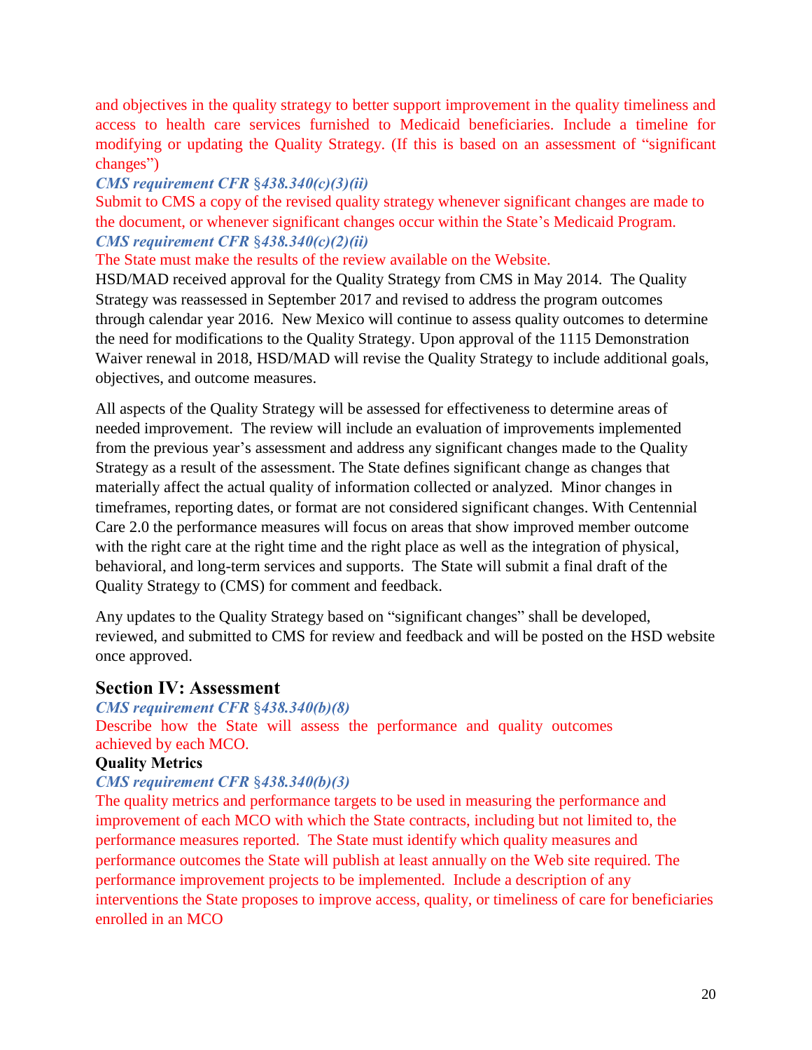and objectives in the quality strategy to better support improvement in the quality timeliness and access to health care services furnished to Medicaid beneficiaries. Include a timeline for modifying or updating the Quality Strategy. (If this is based on an assessment of "significant changes")

***CMS requirement CFR §438.340(c)(3)(ii)***

Submit to CMS a copy of the revised quality strategy whenever significant changes are made to the document, or whenever significant changes occur within the State's Medicaid Program.

***CMS requirement CFR §438.340(c)(2)(ii)***

The State must make the results of the review available on the Website.

HSD/MAD received approval for the Quality Strategy from CMS in May 2014. The Quality Strategy was reassessed in September 2017 and revised to address the program outcomes through calendar year 2016. New Mexico will continue to assess quality outcomes to determine the need for modifications to the Quality Strategy. Upon approval of the 1115 Demonstration Waiver renewal in 2018, HSD/MAD will revise the Quality Strategy to include additional goals, objectives, and outcome measures.

All aspects of the Quality Strategy will be assessed for effectiveness to determine areas of needed improvement. The review will include an evaluation of improvements implemented from the previous year's assessment and address any significant changes made to the Quality Strategy as a result of the assessment. The State defines significant change as changes that materially affect the actual quality of information collected or analyzed. Minor changes in timeframes, reporting dates, or format are not considered significant changes. With Centennial Care 2.0 the performance measures will focus on areas that show improved member outcome with the right care at the right time and the right place as well as the integration of physical, behavioral, and long-term services and supports. The State will submit a final draft of the Quality Strategy to (CMS) for comment and feedback.

Any updates to the Quality Strategy based on "significant changes" shall be developed, reviewed, and submitted to CMS for review and feedback and will be posted on the HSD website once approved.

## Section IV: Assessment

***CMS requirement CFR §438.340(b)(8)***

Describe how the State will assess the performance and quality outcomes achieved by each MCO.

**Quality Metrics**

***CMS requirement CFR §438.340(b)(3)***

The quality metrics and performance targets to be used in measuring the performance and improvement of each MCO with which the State contracts, including but not limited to, the performance measures reported. The State must identify which quality measures and performance outcomes the State will publish at least annually on the Web site required. The performance improvement projects to be implemented. Include a description of any interventions the State proposes to improve access, quality, or timeliness of care for beneficiaries enrolled in an MCO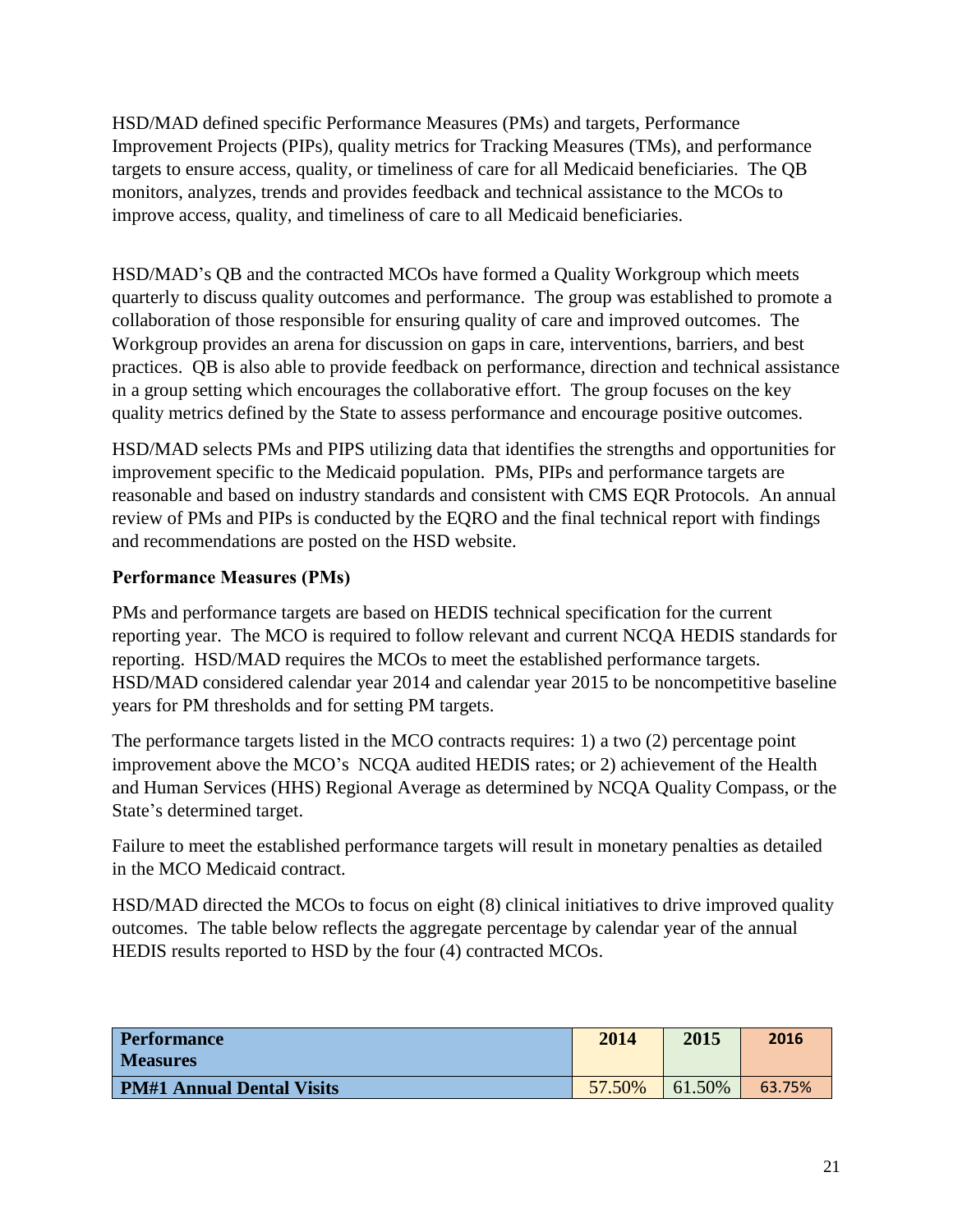HSD/MAD defined specific Performance Measures (PMs) and targets, Performance Improvement Projects (PIPs), quality metrics for Tracking Measures (TMs), and performance targets to ensure access, quality, or timeliness of care for all Medicaid beneficiaries. The QB monitors, analyzes, trends and provides feedback and technical assistance to the MCOs to improve access, quality, and timeliness of care to all Medicaid beneficiaries.

HSD/MAD's QB and the contracted MCOs have formed a Quality Workgroup which meets quarterly to discuss quality outcomes and performance. The group was established to promote a collaboration of those responsible for ensuring quality of care and improved outcomes. The Workgroup provides an arena for discussion on gaps in care, interventions, barriers, and best practices. QB is also able to provide feedback on performance, direction and technical assistance in a group setting which encourages the collaborative effort. The group focuses on the key quality metrics defined by the State to assess performance and encourage positive outcomes.

HSD/MAD selects PMs and PIPS utilizing data that identifies the strengths and opportunities for improvement specific to the Medicaid population. PMs, PIPs and performance targets are reasonable and based on industry standards and consistent with CMS EQR Protocols. An annual review of PMs and PIPs is conducted by the EQRO and the final technical report with findings and recommendations are posted on the HSD website.

**Performance Measures (PMs)**

PMs and performance targets are based on HEDIS technical specification for the current reporting year. The MCO is required to follow relevant and current NCQA HEDIS standards for reporting. HSD/MAD requires the MCOs to meet the established performance targets. HSD/MAD considered calendar year 2014 and calendar year 2015 to be noncompetitive baseline years for PM thresholds and for setting PM targets.

The performance targets listed in the MCO contracts requires: 1) a two (2) percentage point improvement above the MCO's NCQA audited HEDIS rates; or 2) achievement of the Health and Human Services (HHS) Regional Average as determined by NCQA Quality Compass, or the State's determined target.

Failure to meet the established performance targets will result in monetary penalties as detailed in the MCO Medicaid contract.

HSD/MAD directed the MCOs to focus on eight (8) clinical initiatives to drive improved quality outcomes. The table below reflects the aggregate percentage by calendar year of the annual HEDIS results reported to HSD by the four (4) contracted MCOs.

| Performance Measures | 2014 | 2015 | 2016 |
|---|---|---|---|
| **PM#1 Annual Dental Visits** | 57.50% | 61.50% | 63.75% |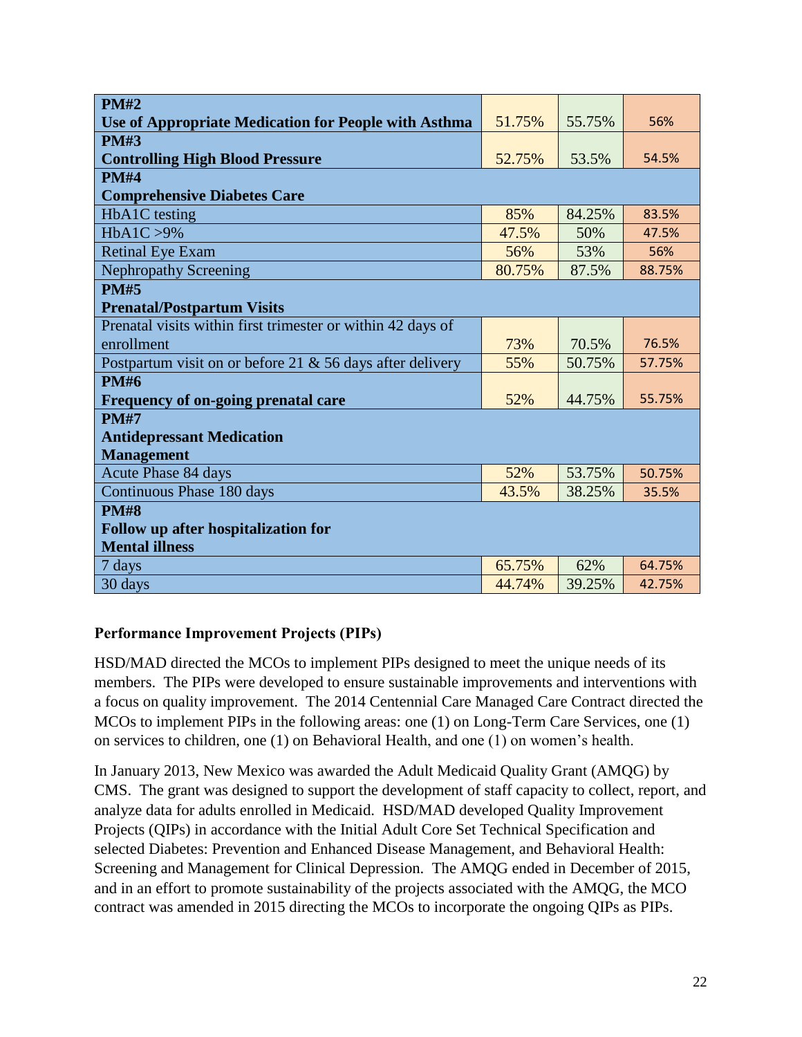| | | | |
|---|---|---|---|
| **PM#2**<br>**Use of Appropriate Medication for People with Asthma** | 51.75% | 55.75% | 56% |
| **PM#3**<br>**Controlling High Blood Pressure** | 52.75% | 53.5% | 54.5% |
| **PM#4**<br>**Comprehensive Diabetes Care** | | | |
| HbA1C testing | 85% | 84.25% | 83.5% |
| HbA1C >9% | 47.5% | 50% | 47.5% |
| Retinal Eye Exam | 56% | 53% | 56% |
| Nephropathy Screening | 80.75% | 87.5% | 88.75% |
| **PM#5**<br>**Prenatal/Postpartum Visits** | | | |
| Prenatal visits within first trimester or within 42 days of enrollment | 73% | 70.5% | 76.5% |
| Postpartum visit on or before 21 & 56 days after delivery | 55% | 50.75% | 57.75% |
| **PM#6**<br>**Frequency of on-going prenatal care** | 52% | 44.75% | 55.75% |
| **PM#7**<br>**Antidepressant Medication Management** | | | |
| Acute Phase 84 days | 52% | 53.75% | 50.75% |
| Continuous Phase 180 days | 43.5% | 38.25% | 35.5% |
| **PM#8**<br>**Follow up after hospitalization for Mental illness** | | | |
| 7 days | 65.75% | 62% | 64.75% |
| 30 days | 44.74% | 39.25% | 42.75% |

**Performance Improvement Projects (PIPs)**

HSD/MAD directed the MCOs to implement PIPs designed to meet the unique needs of its members. The PIPs were developed to ensure sustainable improvements and interventions with a focus on quality improvement. The 2014 Centennial Care Managed Care Contract directed the MCOs to implement PIPs in the following areas: one (1) on Long-Term Care Services, one (1) on services to children, one (1) on Behavioral Health, and one (1) on women's health.

In January 2013, New Mexico was awarded the Adult Medicaid Quality Grant (AMQG) by CMS. The grant was designed to support the development of staff capacity to collect, report, and analyze data for adults enrolled in Medicaid. HSD/MAD developed Quality Improvement Projects (QIPs) in accordance with the Initial Adult Core Set Technical Specification and selected Diabetes: Prevention and Enhanced Disease Management, and Behavioral Health: Screening and Management for Clinical Depression. The AMQG ended in December of 2015, and in an effort to promote sustainability of the projects associated with the AMQG, the MCO contract was amended in 2015 directing the MCOs to incorporate the ongoing QIPs as PIPs.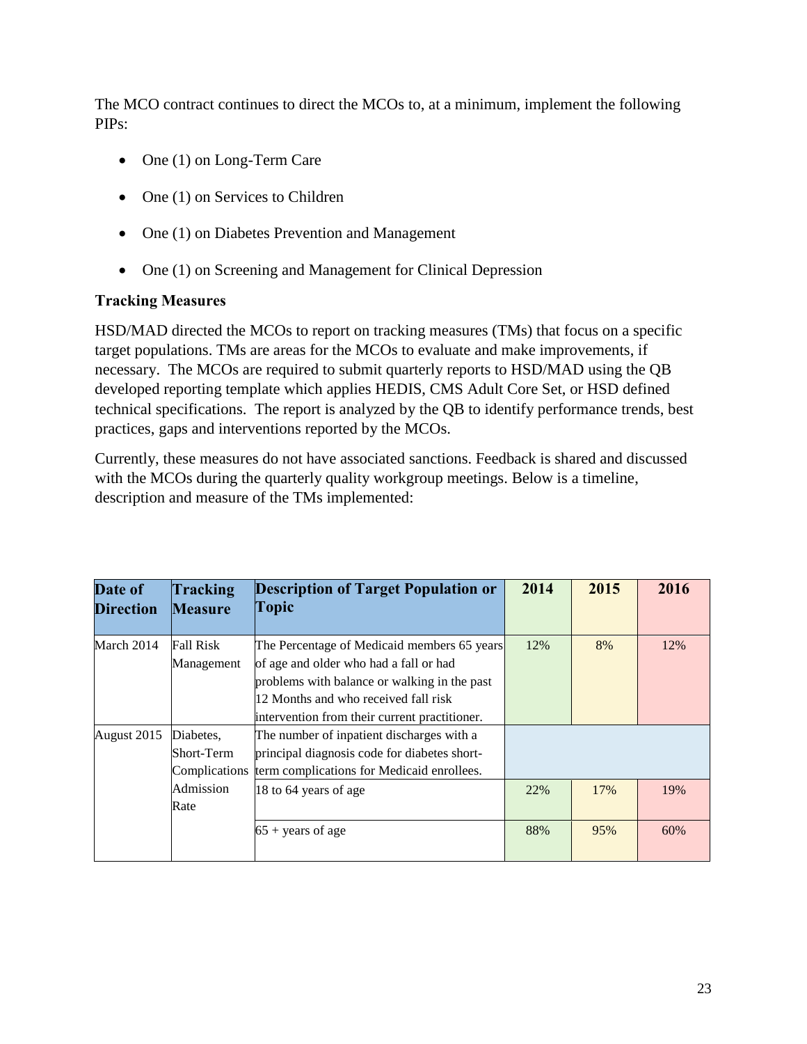The MCO contract continues to direct the MCOs to, at a minimum, implement the following PIPs:

- One (1) on Long-Term Care
- One (1) on Services to Children
- One (1) on Diabetes Prevention and Management
- One (1) on Screening and Management for Clinical Depression

**Tracking Measures**

HSD/MAD directed the MCOs to report on tracking measures (TMs) that focus on a specific target populations. TMs are areas for the MCOs to evaluate and make improvements, if necessary. The MCOs are required to submit quarterly reports to HSD/MAD using the QB developed reporting template which applies HEDIS, CMS Adult Core Set, or HSD defined technical specifications. The report is analyzed by the QB to identify performance trends, best practices, gaps and interventions reported by the MCOs.

Currently, these measures do not have associated sanctions. Feedback is shared and discussed with the MCOs during the quarterly quality workgroup meetings. Below is a timeline, description and measure of the TMs implemented:

| Date of Direction | Tracking Measure | Description of Target Population or Topic | 2014 | 2015 | 2016 |
|---|---|---|---|---|---|
| March 2014 | Fall Risk Management | The Percentage of Medicaid members 65 years of age and older who had a fall or had problems with balance or walking in the past 12 Months and who received fall risk intervention from their current practitioner. | 12% | 8% | 12% |
| August 2015 | Diabetes, Short-Term Complications Admission Rate | The number of inpatient discharges with a principal diagnosis code for diabetes short-term complications for Medicaid enrollees. | | | |
| | | 18 to 64 years of age | 22% | 17% | 19% |
| | | 65 + years of age | 88% | 95% | 60% |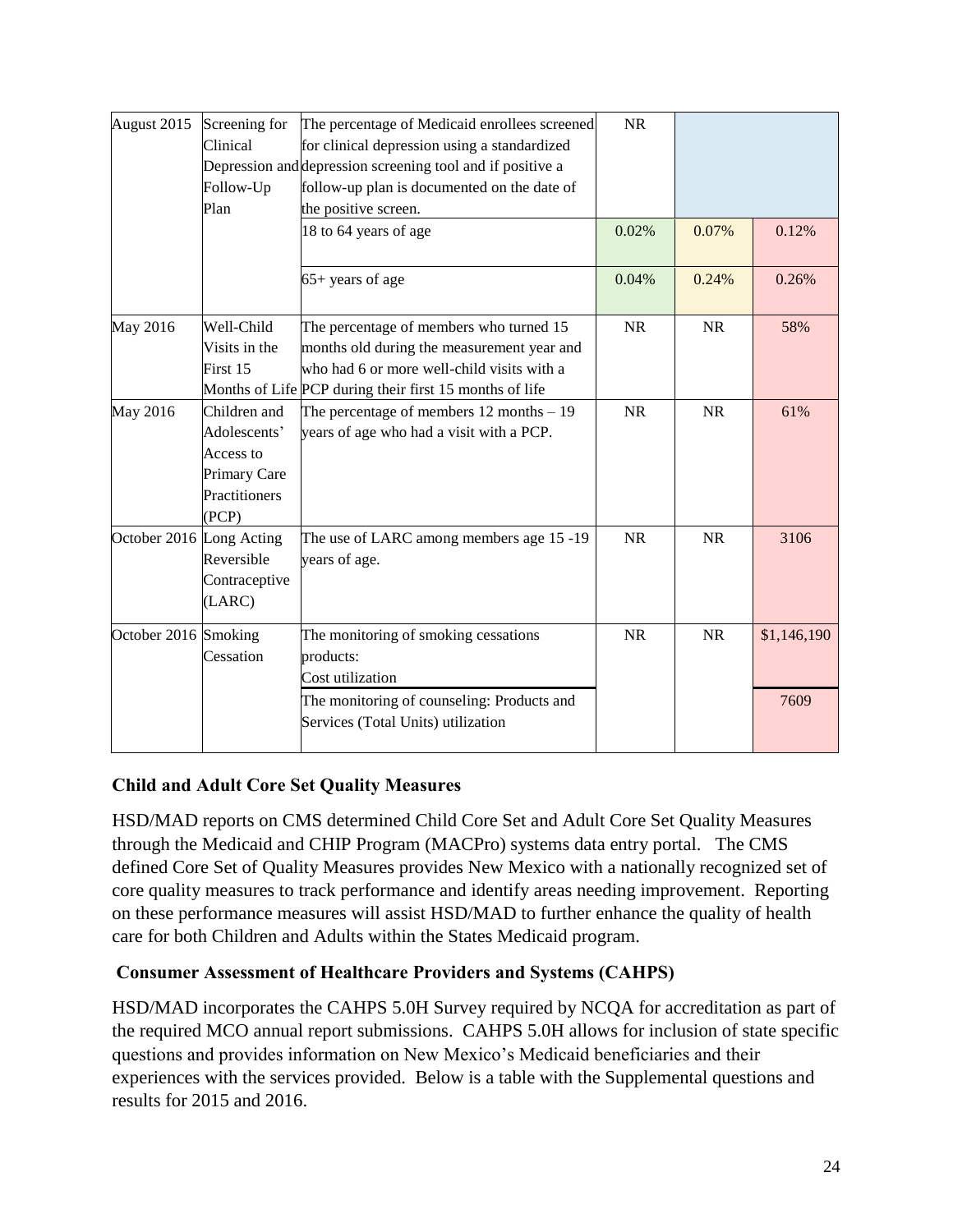| August 2015 | Screening for Clinical Depression and Follow-Up Plan | The percentage of Medicaid enrollees screened for clinical depression using a standardized depression screening tool and if positive a follow-up plan is documented on the date of the positive screen. | NR | | |
|---|---|---|---|---|---|
| | | 18 to 64 years of age | 0.02% | 0.07% | 0.12% |
| | | 65+ years of age | 0.04% | 0.24% | 0.26% |
| May 2016 | Well-Child Visits in the First 15 Months of Life | The percentage of members who turned 15 months old during the measurement year and who had 6 or more well-child visits with a PCP during their first 15 months of life | NR | NR | 58% |
| May 2016 | Children and Adolescents' Access to Primary Care Practitioners (PCP) | The percentage of members 12 months – 19 years of age who had a visit with a PCP. | NR | NR | 61% |
| October 2016 | Long Acting Reversible Contraceptive (LARC) | The use of LARC among members age 15 -19 years of age. | NR | NR | 3106 |
| October 2016 | Smoking Cessation | The monitoring of smoking cessations products: Cost utilization | NR | NR | $1,146,190 |
| | | The monitoring of counseling: Products and Services (Total Units) utilization | | | 7609 |

**Child and Adult Core Set Quality Measures**

HSD/MAD reports on CMS determined Child Core Set and Adult Core Set Quality Measures through the Medicaid and CHIP Program (MACPro) systems data entry portal. The CMS defined Core Set of Quality Measures provides New Mexico with a nationally recognized set of core quality measures to track performance and identify areas needing improvement. Reporting on these performance measures will assist HSD/MAD to further enhance the quality of health care for both Children and Adults within the States Medicaid program.

**Consumer Assessment of Healthcare Providers and Systems (CAHPS)**

HSD/MAD incorporates the CAHPS 5.0H Survey required by NCQA for accreditation as part of the required MCO annual report submissions. CAHPS 5.0H allows for inclusion of state specific questions and provides information on New Mexico's Medicaid beneficiaries and their experiences with the services provided. Below is a table with the Supplemental questions and results for 2015 and 2016.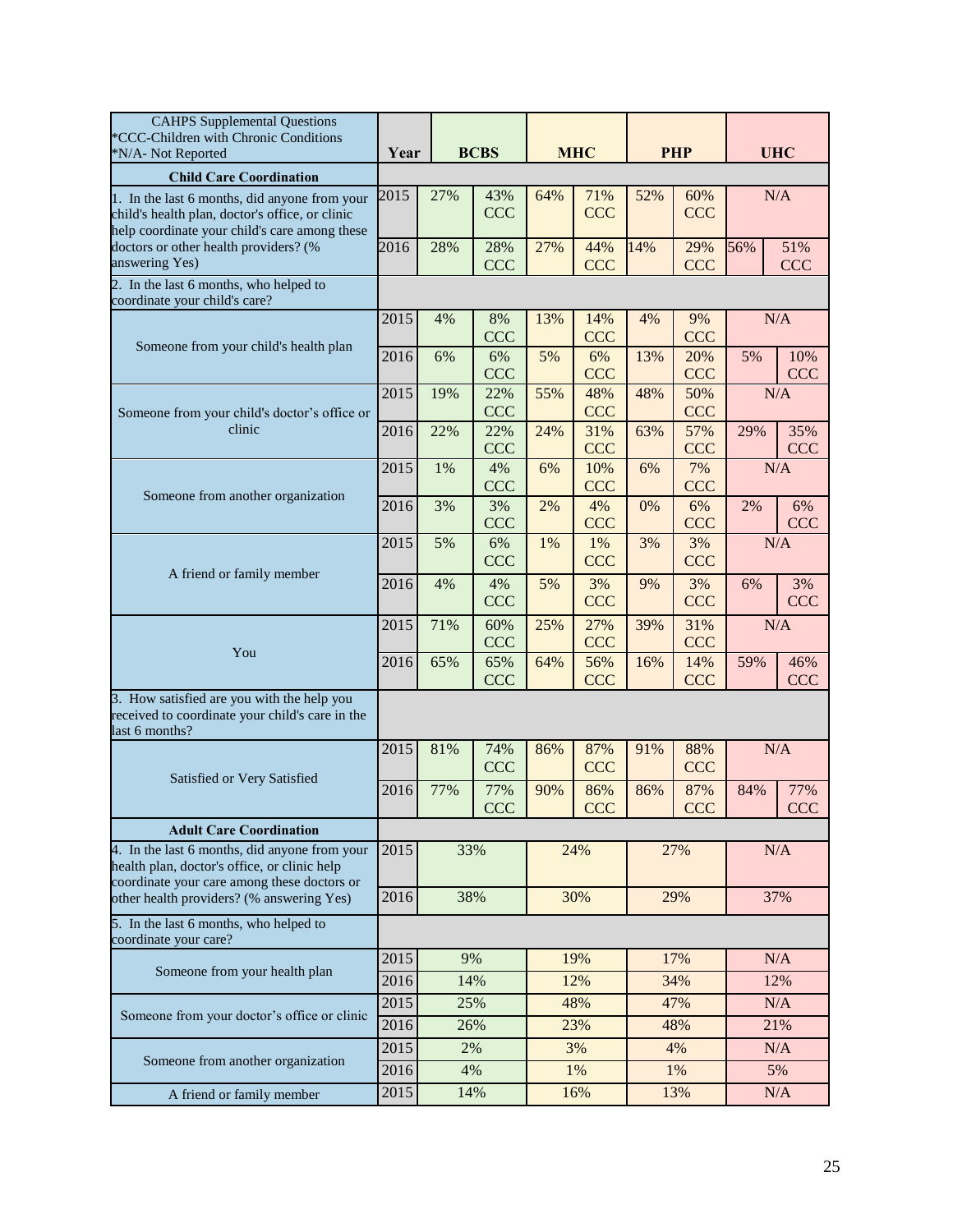| CAHPS Supplemental Questions<br>*CCC-Children with Chronic Conditions<br>*N/A- Not Reported | Year | BCBS | | MHC | | PHP | | UHC | |
|---|---|---|---|---|---|---|---|---|---|
| **Child Care Coordination** | | | | | | | | | |
| 1. In the last 6 months, did anyone from your child's health plan, doctor's office, or clinic help coordinate your child's care among these doctors or other health providers? (% answering Yes) | 2015 | 27% | 43% CCC | 64% | 71% CCC | 52% | 60% CCC | N/A | |
| | 2016 | 28% | 28% CCC | 27% | 44% CCC | 14% | 29% CCC | 56% | 51% CCC |
| 2. In the last 6 months, who helped to coordinate your child's care? | | | | | | | | | |
| Someone from your child's health plan | 2015 | 4% | 8% CCC | 13% | 14% CCC | 4% | 9% CCC | N/A | |
| | 2016 | 6% | 6% CCC | 5% | 6% CCC | 13% | 20% CCC | 5% | 10% CCC |
| Someone from your child's doctor's office or clinic | 2015 | 19% | 22% CCC | 55% | 48% CCC | 48% | 50% CCC | N/A | |
| | 2016 | 22% | 22% CCC | 24% | 31% CCC | 63% | 57% CCC | 29% | 35% CCC |
| Someone from another organization | 2015 | 1% | 4% CCC | 6% | 10% CCC | 6% | 7% CCC | N/A | |
| | 2016 | 3% | 3% CCC | 2% | 4% CCC | 0% | 6% CCC | 2% | 6% CCC |
| A friend or family member | 2015 | 5% | 6% CCC | 1% | 1% CCC | 3% | 3% CCC | N/A | |
| | 2016 | 4% | 4% CCC | 5% | 3% CCC | 9% | 3% CCC | 6% | 3% CCC |
| You | 2015 | 71% | 60% CCC | 25% | 27% CCC | 39% | 31% CCC | N/A | |
| | 2016 | 65% | 65% CCC | 64% | 56% CCC | 16% | 14% CCC | 59% | 46% CCC |
| 3. How satisfied are you with the help you received to coordinate your child's care in the last 6 months? | | | | | | | | | |
| Satisfied or Very Satisfied | 2015 | 81% | 74% CCC | 86% | 87% CCC | 91% | 88% CCC | N/A | |
| | 2016 | 77% | 77% CCC | 90% | 86% CCC | 86% | 87% CCC | 84% | 77% CCC |
| **Adult Care Coordination** | | | | | | | | | |
| 4. In the last 6 months, did anyone from your health plan, doctor's office, or clinic help coordinate your care among these doctors or other health providers? (% answering Yes) | 2015 | 33% | | 24% | | 27% | | N/A | |
| | 2016 | 38% | | 30% | | 29% | | 37% | |
| 5. In the last 6 months, who helped to coordinate your care? | | | | | | | | | |
| Someone from your health plan | 2015 | 9% | | 19% | | 17% | | N/A | |
| | 2016 | 14% | | 12% | | 34% | | 12% | |
| Someone from your doctor's office or clinic | 2015 | 25% | | 48% | | 47% | | N/A | |
| | 2016 | 26% | | 23% | | 48% | | 21% | |
| Someone from another organization | 2015 | 2% | | 3% | | 4% | | N/A | |
| | 2016 | 4% | | 1% | | 1% | | 5% | |
| A friend or family member | 2015 | 14% | | 16% | | 13% | | N/A | |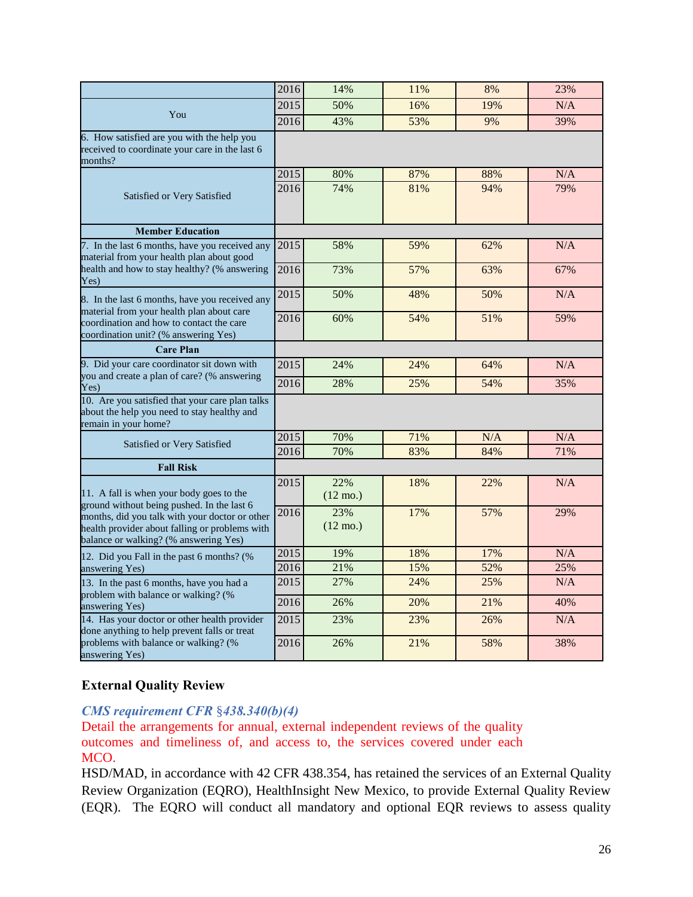| | | | | | |
|---|---|---|---|---|---|
| | 2016 | 14% | 11% | 8% | 23% |
| You | 2015 | 50% | 16% | 19% | N/A |
| | 2016 | 43% | 53% | 9% | 39% |
| 6. How satisfied are you with the help you received to coordinate your care in the last 6 months? | | | | | |
| Satisfied or Very Satisfied | 2015 | 80% | 87% | 88% | N/A |
| | 2016 | 74% | 81% | 94% | 79% |
| **Member Education** | | | | | |
| 7. In the last 6 months, have you received any material from your health plan about good health and how to stay healthy? (% answering Yes) | 2015 | 58% | 59% | 62% | N/A |
| | 2016 | 73% | 57% | 63% | 67% |
| 8. In the last 6 months, have you received any material from your health plan about care coordination and how to contact the care coordination unit? (% answering Yes) | 2015 | 50% | 48% | 50% | N/A |
| | 2016 | 60% | 54% | 51% | 59% |
| **Care Plan** | | | | | |
| 9. Did your care coordinator sit down with you and create a plan of care? (% answering Yes) | 2015 | 24% | 24% | 64% | N/A |
| | 2016 | 28% | 25% | 54% | 35% |
| 10. Are you satisfied that your care plan talks about the help you need to stay healthy and remain in your home? | | | | | |
| Satisfied or Very Satisfied | 2015 | 70% | 71% | N/A | N/A |
| | 2016 | 70% | 83% | 84% | 71% |
| **Fall Risk** | | | | | |
| 11. A fall is when your body goes to the ground without being pushed. In the last 6 months, did you talk with your doctor or other health provider about falling or problems with balance or walking? (% answering Yes) | 2015 | 22% (12 mo.) | 18% | 22% | N/A |
| | 2016 | 23% (12 mo.) | 17% | 57% | 29% |
| 12. Did you Fall in the past 6 months? (% answering Yes) | 2015 | 19% | 18% | 17% | N/A |
| | 2016 | 21% | 15% | 52% | 25% |
| 13. In the past 6 months, have you had a problem with balance or walking? (% answering Yes) | 2015 | 27% | 24% | 25% | N/A |
| | 2016 | 26% | 20% | 21% | 40% |
| 14. Has your doctor or other health provider done anything to help prevent falls or treat problems with balance or walking? (% answering Yes) | 2015 | 23% | 23% | 26% | N/A |
| | 2016 | 26% | 21% | 58% | 38% |

### External Quality Review

*CMS requirement CFR §438.340(b)(4)*

Detail the arrangements for annual, external independent reviews of the quality outcomes and timeliness of, and access to, the services covered under each MCO.

HSD/MAD, in accordance with 42 CFR 438.354, has retained the services of an External Quality Review Organization (EQRO), HealthInsight New Mexico, to provide External Quality Review (EQR). The EQRO will conduct all mandatory and optional EQR reviews to assess quality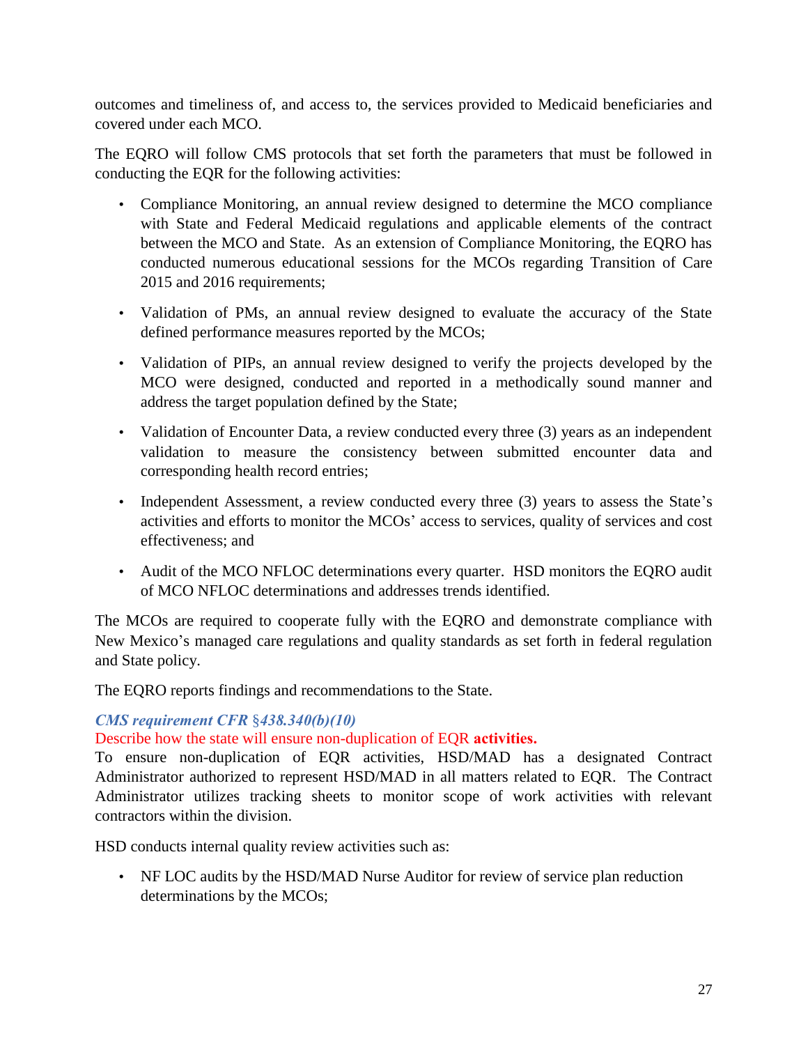outcomes and timeliness of, and access to, the services provided to Medicaid beneficiaries and covered under each MCO.

The EQRO will follow CMS protocols that set forth the parameters that must be followed in conducting the EQR for the following activities:

- Compliance Monitoring, an annual review designed to determine the MCO compliance with State and Federal Medicaid regulations and applicable elements of the contract between the MCO and State. As an extension of Compliance Monitoring, the EQRO has conducted numerous educational sessions for the MCOs regarding Transition of Care 2015 and 2016 requirements;
- Validation of PMs, an annual review designed to evaluate the accuracy of the State defined performance measures reported by the MCOs;
- Validation of PIPs, an annual review designed to verify the projects developed by the MCO were designed, conducted and reported in a methodically sound manner and address the target population defined by the State;
- Validation of Encounter Data, a review conducted every three (3) years as an independent validation to measure the consistency between submitted encounter data and corresponding health record entries;
- Independent Assessment, a review conducted every three (3) years to assess the State's activities and efforts to monitor the MCOs' access to services, quality of services and cost effectiveness; and
- Audit of the MCO NFLOC determinations every quarter. HSD monitors the EQRO audit of MCO NFLOC determinations and addresses trends identified.

The MCOs are required to cooperate fully with the EQRO and demonstrate compliance with New Mexico's managed care regulations and quality standards as set forth in federal regulation and State policy.

The EQRO reports findings and recommendations to the State.

***CMS requirement CFR §438.340(b)(10)***

Describe how the state will ensure non-duplication of EQR **activities.**

To ensure non-duplication of EQR activities, HSD/MAD has a designated Contract Administrator authorized to represent HSD/MAD in all matters related to EQR. The Contract Administrator utilizes tracking sheets to monitor scope of work activities with relevant contractors within the division.

HSD conducts internal quality review activities such as:

- NF LOC audits by the HSD/MAD Nurse Auditor for review of service plan reduction determinations by the MCOs;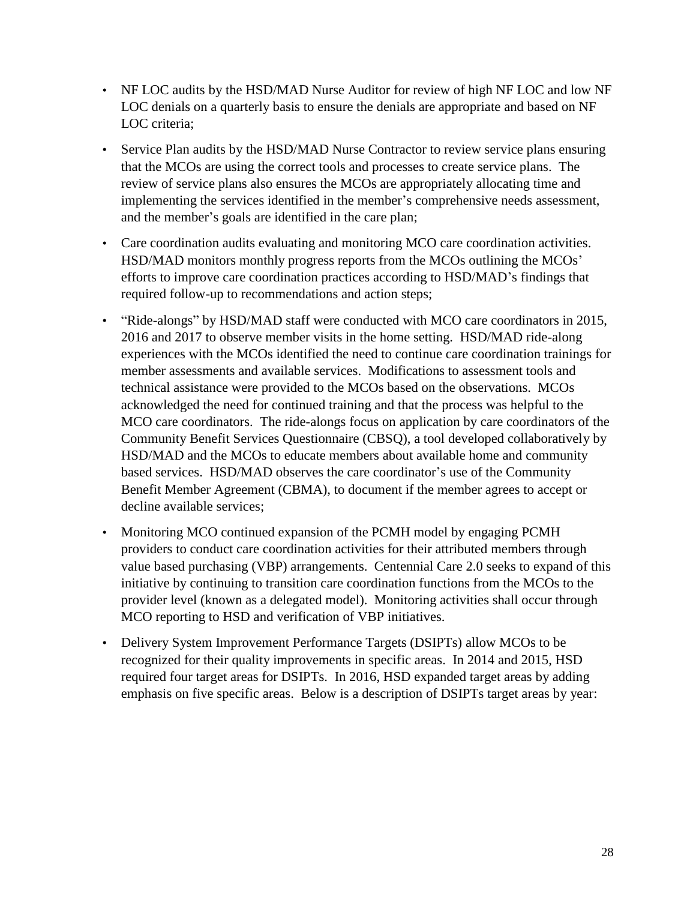- NF LOC audits by the HSD/MAD Nurse Auditor for review of high NF LOC and low NF LOC denials on a quarterly basis to ensure the denials are appropriate and based on NF LOC criteria;
- Service Plan audits by the HSD/MAD Nurse Contractor to review service plans ensuring that the MCOs are using the correct tools and processes to create service plans. The review of service plans also ensures the MCOs are appropriately allocating time and implementing the services identified in the member's comprehensive needs assessment, and the member's goals are identified in the care plan;
- Care coordination audits evaluating and monitoring MCO care coordination activities. HSD/MAD monitors monthly progress reports from the MCOs outlining the MCOs' efforts to improve care coordination practices according to HSD/MAD's findings that required follow-up to recommendations and action steps;
- "Ride-alongs" by HSD/MAD staff were conducted with MCO care coordinators in 2015, 2016 and 2017 to observe member visits in the home setting. HSD/MAD ride-along experiences with the MCOs identified the need to continue care coordination trainings for member assessments and available services. Modifications to assessment tools and technical assistance were provided to the MCOs based on the observations. MCOs acknowledged the need for continued training and that the process was helpful to the MCO care coordinators. The ride-alongs focus on application by care coordinators of the Community Benefit Services Questionnaire (CBSQ), a tool developed collaboratively by HSD/MAD and the MCOs to educate members about available home and community based services. HSD/MAD observes the care coordinator's use of the Community Benefit Member Agreement (CBMA), to document if the member agrees to accept or decline available services;
- Monitoring MCO continued expansion of the PCMH model by engaging PCMH providers to conduct care coordination activities for their attributed members through value based purchasing (VBP) arrangements. Centennial Care 2.0 seeks to expand of this initiative by continuing to transition care coordination functions from the MCOs to the provider level (known as a delegated model). Monitoring activities shall occur through MCO reporting to HSD and verification of VBP initiatives.
- Delivery System Improvement Performance Targets (DSIPTs) allow MCOs to be recognized for their quality improvements in specific areas. In 2014 and 2015, HSD required four target areas for DSIPTs. In 2016, HSD expanded target areas by adding emphasis on five specific areas. Below is a description of DSIPTs target areas by year: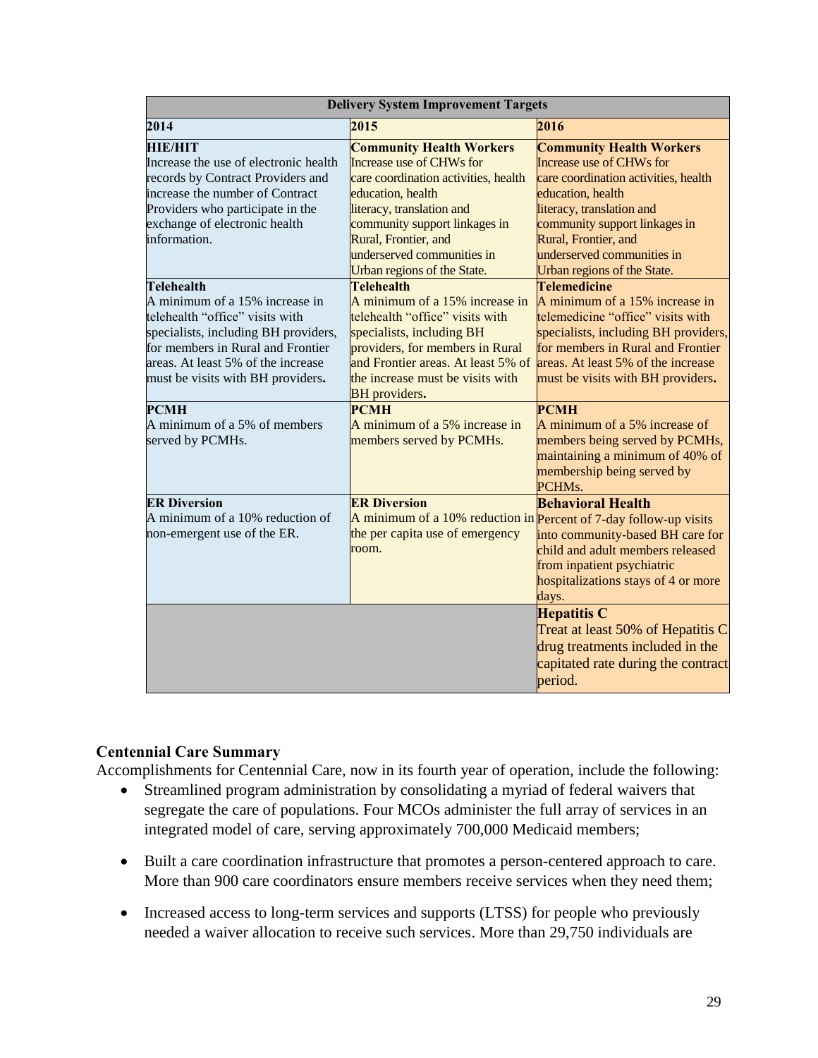| Delivery System Improvement Targets | | |
|---|---|---|
| **2014** | **2015** | **2016** |
| **HIE/HIT** Increase the use of electronic health records by Contract Providers and increase the number of Contract Providers who participate in the exchange of electronic health information. | **Community Health Workers** Increase use of CHWs for care coordination activities, health education, health literacy, translation and community support linkages in Rural, Frontier, and underserved communities in Urban regions of the State. | **Community Health Workers** Increase use of CHWs for care coordination activities, health education, health literacy, translation and community support linkages in Rural, Frontier, and underserved communities in Urban regions of the State. |
| **Telehealth** A minimum of a 15% increase in telehealth "office" visits with specialists, including BH providers, for members in Rural and Frontier areas. At least 5% of the increase must be visits with BH providers**.** | **Telehealth** A minimum of a 15% increase in telehealth "office" visits with specialists, including BH providers, for members in Rural and Frontier areas. At least 5% of the increase must be visits with BH providers**.** | **Telemedicine** A minimum of a 15% increase in telemedicine "office" visits with specialists, including BH providers, for members in Rural and Frontier areas. At least 5% of the increase must be visits with BH providers**.** |
| **PCMH** A minimum of a 5% of members served by PCMHs. | **PCMH** A minimum of a 5% increase in members served by PCMHs. | **PCMH** A minimum of a 5% increase of members being served by PCMHs, maintaining a minimum of 40% of membership being served by PCHMs. |
| **ER Diversion** A minimum of a 10% reduction of non-emergent use of the ER. | **ER Diversion** A minimum of a 10% reduction in the per capita use of emergency room. | **Behavioral Health** Percent of 7-day follow-up visits into community-based BH care for child and adult members released from inpatient psychiatric hospitalizations stays of 4 or more days. |
| | | **Hepatitis C** Treat at least 50% of Hepatitis C drug treatments included in the capitated rate during the contract period. |

**Centennial Care Summary**

Accomplishments for Centennial Care, now in its fourth year of operation, include the following:

- Streamlined program administration by consolidating a myriad of federal waivers that segregate the care of populations. Four MCOs administer the full array of services in an integrated model of care, serving approximately 700,000 Medicaid members;
- Built a care coordination infrastructure that promotes a person-centered approach to care. More than 900 care coordinators ensure members receive services when they need them;
- Increased access to long-term services and supports (LTSS) for people who previously needed a waiver allocation to receive such services. More than 29,750 individuals are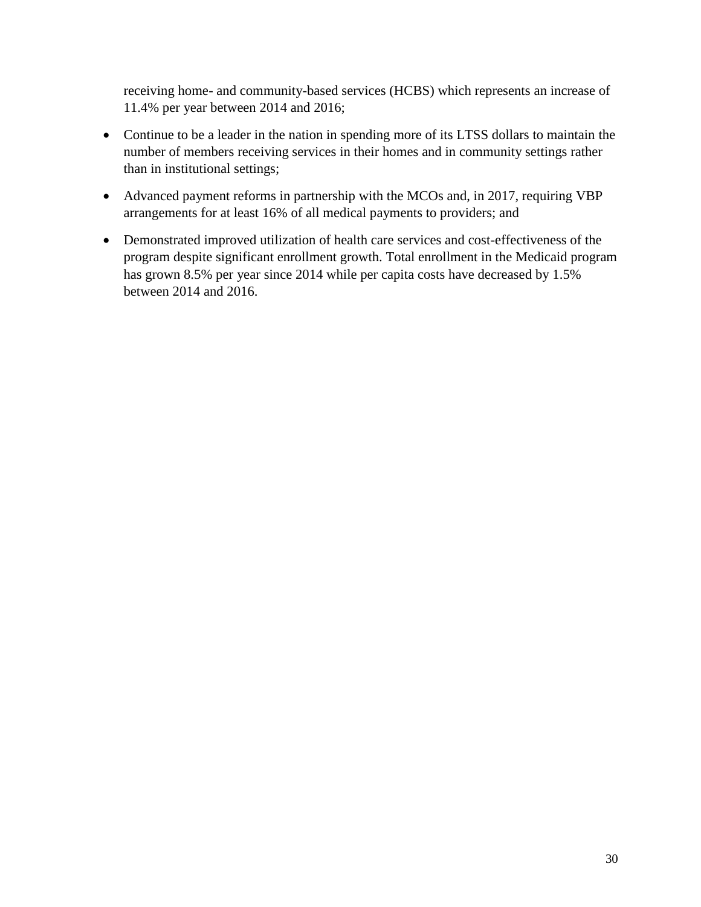receiving home- and community-based services (HCBS) which represents an increase of 11.4% per year between 2014 and 2016;

- Continue to be a leader in the nation in spending more of its LTSS dollars to maintain the number of members receiving services in their homes and in community settings rather than in institutional settings;
- Advanced payment reforms in partnership with the MCOs and, in 2017, requiring VBP arrangements for at least 16% of all medical payments to providers; and
- Demonstrated improved utilization of health care services and cost-effectiveness of the program despite significant enrollment growth. Total enrollment in the Medicaid program has grown 8.5% per year since 2014 while per capita costs have decreased by 1.5% between 2014 and 2016.